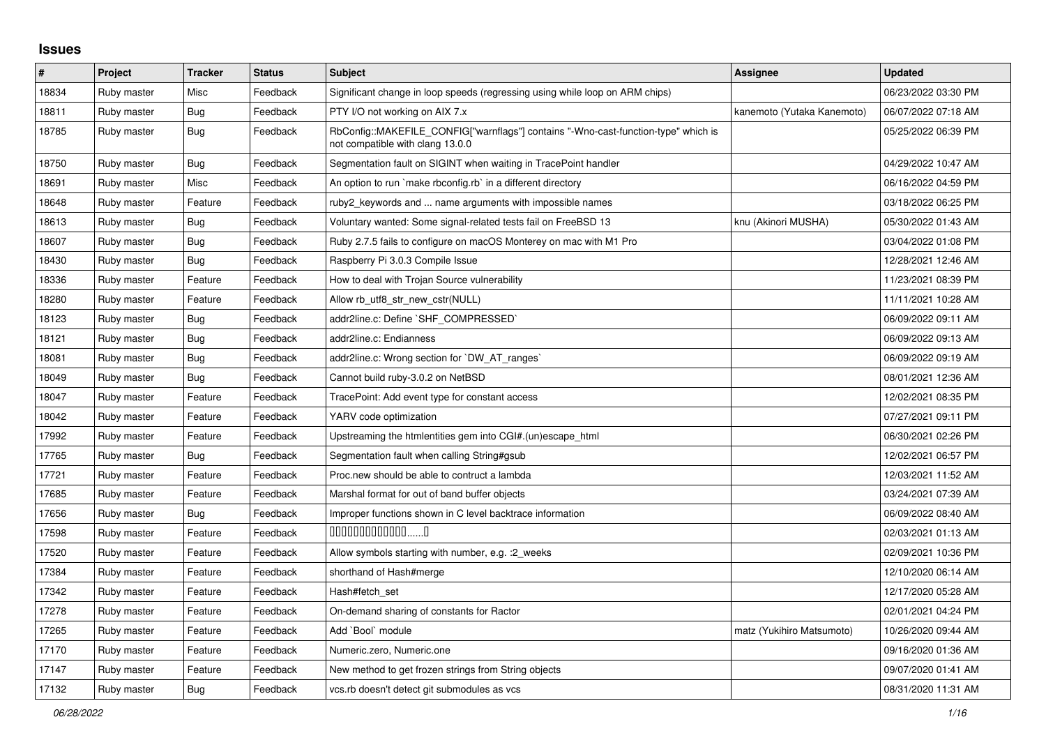## Issues

| # | Project | Tracker | Status | Subject | Assignee | Updated |
|---|---|---|---|---|---|---|
| 18834 | Ruby master | Misc | Feedback | Significant change in loop speeds (regressing using while loop on ARM chips) | | 06/23/2022 03:30 PM |
| 18811 | Ruby master | Bug | Feedback | PTY I/O not working on AIX 7.x | kanemoto (Yutaka Kanemoto) | 06/07/2022 07:18 AM |
| 18785 | Ruby master | Bug | Feedback | RbConfig::MAKEFILE_CONFIG["warnflags"] contains "-Wno-cast-function-type" which is not compatible with clang 13.0.0 | | 05/25/2022 06:39 PM |
| 18750 | Ruby master | Bug | Feedback | Segmentation fault on SIGINT when waiting in TracePoint handler | | 04/29/2022 10:47 AM |
| 18691 | Ruby master | Misc | Feedback | An option to run `make rbconfig.rb` in a different directory | | 06/16/2022 04:59 PM |
| 18648 | Ruby master | Feature | Feedback | ruby2_keywords and ... name arguments with impossible names | | 03/18/2022 06:25 PM |
| 18613 | Ruby master | Bug | Feedback | Voluntary wanted: Some signal-related tests fail on FreeBSD 13 | knu (Akinori MUSHA) | 05/30/2022 01:43 AM |
| 18607 | Ruby master | Bug | Feedback | Ruby 2.7.5 fails to configure on macOS Monterey on mac with M1 Pro | | 03/04/2022 01:08 PM |
| 18430 | Ruby master | Bug | Feedback | Raspberry Pi 3.0.3 Compile Issue | | 12/28/2021 12:46 AM |
| 18336 | Ruby master | Feature | Feedback | How to deal with Trojan Source vulnerability | | 11/23/2021 08:39 PM |
| 18280 | Ruby master | Feature | Feedback | Allow rb_utf8_str_new_cstr(NULL) | | 11/11/2021 10:28 AM |
| 18123 | Ruby master | Bug | Feedback | addr2line.c: Define `SHF_COMPRESSED` | | 06/09/2022 09:11 AM |
| 18121 | Ruby master | Bug | Feedback | addr2line.c: Endianness | | 06/09/2022 09:13 AM |
| 18081 | Ruby master | Bug | Feedback | addr2line.c: Wrong section for `DW_AT_ranges` | | 06/09/2022 09:19 AM |
| 18049 | Ruby master | Bug | Feedback | Cannot build ruby-3.0.2 on NetBSD | | 08/01/2021 12:36 AM |
| 18047 | Ruby master | Feature | Feedback | TracePoint: Add event type for constant access | | 12/02/2021 08:35 PM |
| 18042 | Ruby master | Feature | Feedback | YARV code optimization | | 07/27/2021 09:11 PM |
| 17992 | Ruby master | Feature | Feedback | Upstreaming the htmlentities gem into CGI#.(un)escape_html | | 06/30/2021 02:26 PM |
| 17765 | Ruby master | Bug | Feedback | Segmentation fault when calling String#gsub | | 12/02/2021 06:57 PM |
| 17721 | Ruby master | Feature | Feedback | Proc.new should be able to contruct a lambda | | 12/03/2021 11:52 AM |
| 17685 | Ruby master | Feature | Feedback | Marshal format for out of band buffer objects | | 03/24/2021 07:39 AM |
| 17656 | Ruby master | Bug | Feedback | Improper functions shown in C level backtrace information | | 06/09/2022 08:40 AM |
| 17598 | Ruby master | Feature | Feedback | �������������......� | | 02/03/2021 01:13 AM |
| 17520 | Ruby master | Feature | Feedback | Allow symbols starting with number, e.g. :2_weeks | | 02/09/2021 10:36 PM |
| 17384 | Ruby master | Feature | Feedback | shorthand of Hash#merge | | 12/10/2020 06:14 AM |
| 17342 | Ruby master | Feature | Feedback | Hash#fetch_set | | 12/17/2020 05:28 AM |
| 17278 | Ruby master | Feature | Feedback | On-demand sharing of constants for Ractor | | 02/01/2021 04:24 PM |
| 17265 | Ruby master | Feature | Feedback | Add `Bool` module | matz (Yukihiro Matsumoto) | 10/26/2020 09:44 AM |
| 17170 | Ruby master | Feature | Feedback | Numeric.zero, Numeric.one | | 09/16/2020 01:36 AM |
| 17147 | Ruby master | Feature | Feedback | New method to get frozen strings from String objects | | 09/07/2020 01:41 AM |
| 17132 | Ruby master | Bug | Feedback | vcs.rb doesn't detect git submodules as vcs | | 08/31/2020 11:31 AM |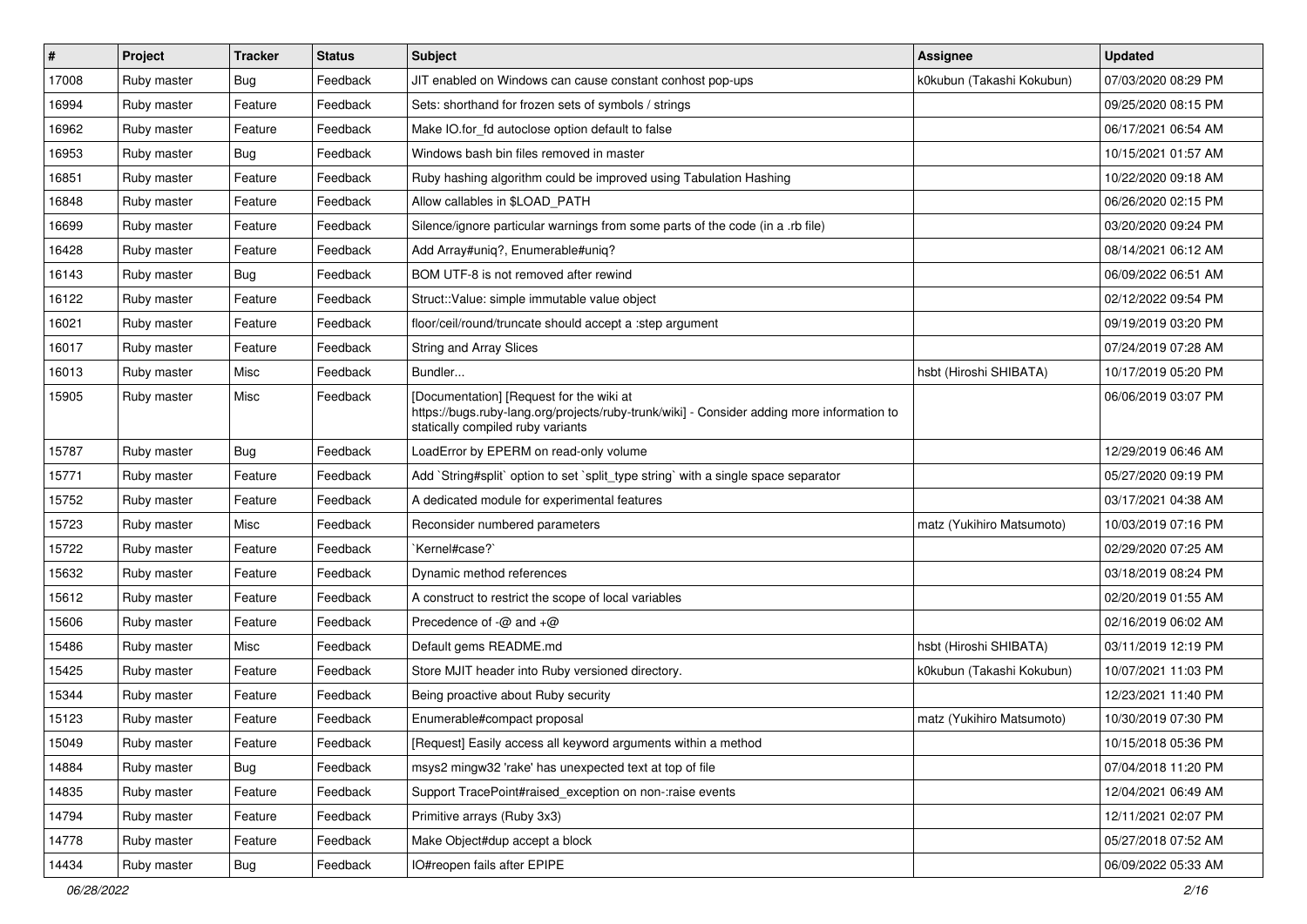| # | Project | Tracker | Status | Subject | Assignee | Updated |
|---|---|---|---|---|---|---|
| 17008 | Ruby master | Bug | Feedback | JIT enabled on Windows can cause constant conhost pop-ups | k0kubun (Takashi Kokubun) | 07/03/2020 08:29 PM |
| 16994 | Ruby master | Feature | Feedback | Sets: shorthand for frozen sets of symbols / strings | | 09/25/2020 08:15 PM |
| 16962 | Ruby master | Feature | Feedback | Make IO.for_fd autoclose option default to false | | 06/17/2021 06:54 AM |
| 16953 | Ruby master | Bug | Feedback | Windows bash bin files removed in master | | 10/15/2021 01:57 AM |
| 16851 | Ruby master | Feature | Feedback | Ruby hashing algorithm could be improved using Tabulation Hashing | | 10/22/2020 09:18 AM |
| 16848 | Ruby master | Feature | Feedback | Allow callables in $LOAD_PATH | | 06/26/2020 02:15 PM |
| 16699 | Ruby master | Feature | Feedback | Silence/ignore particular warnings from some parts of the code (in a .rb file) | | 03/20/2020 09:24 PM |
| 16428 | Ruby master | Feature | Feedback | Add Array#uniq?, Enumerable#uniq? | | 08/14/2021 06:12 AM |
| 16143 | Ruby master | Bug | Feedback | BOM UTF-8 is not removed after rewind | | 06/09/2022 06:51 AM |
| 16122 | Ruby master | Feature | Feedback | Struct::Value: simple immutable value object | | 02/12/2022 09:54 PM |
| 16021 | Ruby master | Feature | Feedback | floor/ceil/round/truncate should accept a :step argument | | 09/19/2019 03:20 PM |
| 16017 | Ruby master | Feature | Feedback | String and Array Slices | | 07/24/2019 07:28 AM |
| 16013 | Ruby master | Misc | Feedback | Bundler... | hsbt (Hiroshi SHIBATA) | 10/17/2019 05:20 PM |
| 15905 | Ruby master | Misc | Feedback | [Documentation] [Request for the wiki at https://bugs.ruby-lang.org/projects/ruby-trunk/wiki] - Consider adding more information to statically compiled ruby variants | | 06/06/2019 03:07 PM |
| 15787 | Ruby master | Bug | Feedback | LoadError by EPERM on read-only volume | | 12/29/2019 06:46 AM |
| 15771 | Ruby master | Feature | Feedback | Add `String#split` option to set `split_type string` with a single space separator | | 05/27/2020 09:19 PM |
| 15752 | Ruby master | Feature | Feedback | A dedicated module for experimental features | | 03/17/2021 04:38 AM |
| 15723 | Ruby master | Misc | Feedback | Reconsider numbered parameters | matz (Yukihiro Matsumoto) | 10/03/2019 07:16 PM |
| 15722 | Ruby master | Feature | Feedback | `Kernel#case?` | | 02/29/2020 07:25 AM |
| 15632 | Ruby master | Feature | Feedback | Dynamic method references | | 03/18/2019 08:24 PM |
| 15612 | Ruby master | Feature | Feedback | A construct to restrict the scope of local variables | | 02/20/2019 01:55 AM |
| 15606 | Ruby master | Feature | Feedback | Precedence of -@ and +@ | | 02/16/2019 06:02 AM |
| 15486 | Ruby master | Misc | Feedback | Default gems README.md | hsbt (Hiroshi SHIBATA) | 03/11/2019 12:19 PM |
| 15425 | Ruby master | Feature | Feedback | Store MJIT header into Ruby versioned directory. | k0kubun (Takashi Kokubun) | 10/07/2021 11:03 PM |
| 15344 | Ruby master | Feature | Feedback | Being proactive about Ruby security | | 12/23/2021 11:40 PM |
| 15123 | Ruby master | Feature | Feedback | Enumerable#compact proposal | matz (Yukihiro Matsumoto) | 10/30/2019 07:30 PM |
| 15049 | Ruby master | Feature | Feedback | [Request] Easily access all keyword arguments within a method | | 10/15/2018 05:36 PM |
| 14884 | Ruby master | Bug | Feedback | msys2 mingw32 'rake' has unexpected text at top of file | | 07/04/2018 11:20 PM |
| 14835 | Ruby master | Feature | Feedback | Support TracePoint#raised_exception on non-:raise events | | 12/04/2021 06:49 AM |
| 14794 | Ruby master | Feature | Feedback | Primitive arrays (Ruby 3x3) | | 12/11/2021 02:07 PM |
| 14778 | Ruby master | Feature | Feedback | Make Object#dup accept a block | | 05/27/2018 07:52 AM |
| 14434 | Ruby master | Bug | Feedback | IO#reopen fails after EPIPE | | 06/09/2022 05:33 AM |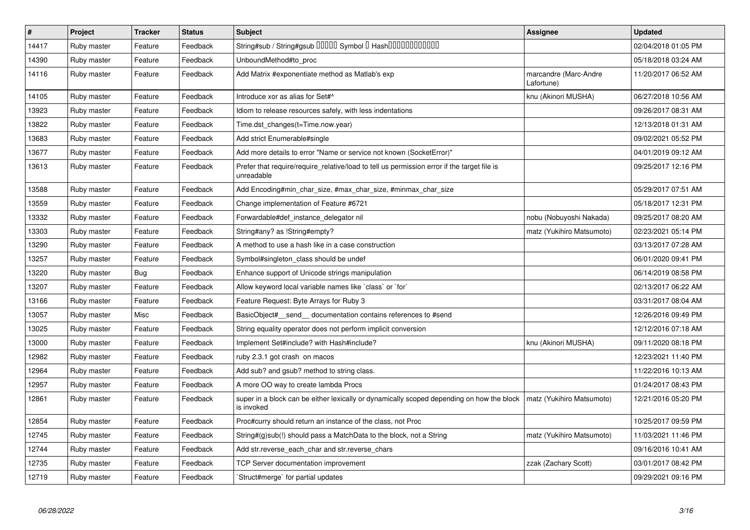| # | Project | Tracker | Status | Subject | Assignee | Updated |
|---|---|---|---|---|---|---|
| 14417 | Ruby master | Feature | Feedback | String#sub / String#gsub ����� Symbol � Hash������������ | | 02/04/2018 01:05 PM |
| 14390 | Ruby master | Feature | Feedback | UnboundMethod#to_proc | | 05/18/2018 03:24 AM |
| 14116 | Ruby master | Feature | Feedback | Add Matrix #exponentiate method as Matlab's exp | marcandre (Marc-Andre Lafortune) | 11/20/2017 06:52 AM |
| 14105 | Ruby master | Feature | Feedback | Introduce xor as alias for Set#^ | knu (Akinori MUSHA) | 06/27/2018 10:56 AM |
| 13923 | Ruby master | Feature | Feedback | Idiom to release resources safely, with less indentations | | 09/26/2017 08:31 AM |
| 13822 | Ruby master | Feature | Feedback | Time.dst_changes(t=Time.now.year) | | 12/13/2018 01:31 AM |
| 13683 | Ruby master | Feature | Feedback | Add strict Enumerable#single | | 09/02/2021 05:52 PM |
| 13677 | Ruby master | Feature | Feedback | Add more details to error "Name or service not known (SocketError)" | | 04/01/2019 09:12 AM |
| 13613 | Ruby master | Feature | Feedback | Prefer that require/require_relative/load to tell us permission error if the target file is unreadable | | 09/25/2017 12:16 PM |
| 13588 | Ruby master | Feature | Feedback | Add Encoding#min_char_size, #max_char_size, #minmax_char_size | | 05/29/2017 07:51 AM |
| 13559 | Ruby master | Feature | Feedback | Change implementation of Feature #6721 | | 05/18/2017 12:31 PM |
| 13332 | Ruby master | Feature | Feedback | Forwardable#def_instance_delegator nil | nobu (Nobuyoshi Nakada) | 09/25/2017 08:20 AM |
| 13303 | Ruby master | Feature | Feedback | String#any? as !String#empty? | matz (Yukihiro Matsumoto) | 02/23/2021 05:14 PM |
| 13290 | Ruby master | Feature | Feedback | A method to use a hash like in a case construction | | 03/13/2017 07:28 AM |
| 13257 | Ruby master | Feature | Feedback | Symbol#singleton_class should be undef | | 06/01/2020 09:41 PM |
| 13220 | Ruby master | Bug | Feedback | Enhance support of Unicode strings manipulation | | 06/14/2019 08:58 PM |
| 13207 | Ruby master | Feature | Feedback | Allow keyword local variable names like `class` or `for` | | 02/13/2017 06:22 AM |
| 13166 | Ruby master | Feature | Feedback | Feature Request: Byte Arrays for Ruby 3 | | 03/31/2017 08:04 AM |
| 13057 | Ruby master | Misc | Feedback | BasicObject#__send__ documentation contains references to #send | | 12/26/2016 09:49 PM |
| 13025 | Ruby master | Feature | Feedback | String equality operator does not perform implicit conversion | | 12/12/2016 07:18 AM |
| 13000 | Ruby master | Feature | Feedback | Implement Set#include? with Hash#include? | knu (Akinori MUSHA) | 09/11/2020 08:18 PM |
| 12982 | Ruby master | Feature | Feedback | ruby 2.3.1 got crash on macos | | 12/23/2021 11:40 PM |
| 12964 | Ruby master | Feature | Feedback | Add sub? and gsub? method to string class. | | 11/22/2016 10:13 AM |
| 12957 | Ruby master | Feature | Feedback | A more OO way to create lambda Procs | | 01/24/2017 08:43 PM |
| 12861 | Ruby master | Feature | Feedback | super in a block can be either lexically or dynamically scoped depending on how the block is invoked | matz (Yukihiro Matsumoto) | 12/21/2016 05:20 PM |
| 12854 | Ruby master | Feature | Feedback | Proc#curry should return an instance of the class, not Proc | | 10/25/2017 09:59 PM |
| 12745 | Ruby master | Feature | Feedback | String#(g)sub(!) should pass a MatchData to the block, not a String | matz (Yukihiro Matsumoto) | 11/03/2021 11:46 PM |
| 12744 | Ruby master | Feature | Feedback | Add str.reverse_each_char and str.reverse_chars | | 09/16/2016 10:41 AM |
| 12735 | Ruby master | Feature | Feedback | TCP Server documentation improvement | zzak (Zachary Scott) | 03/01/2017 08:42 PM |
| 12719 | Ruby master | Feature | Feedback | `Struct#merge` for partial updates | | 09/29/2021 09:16 PM |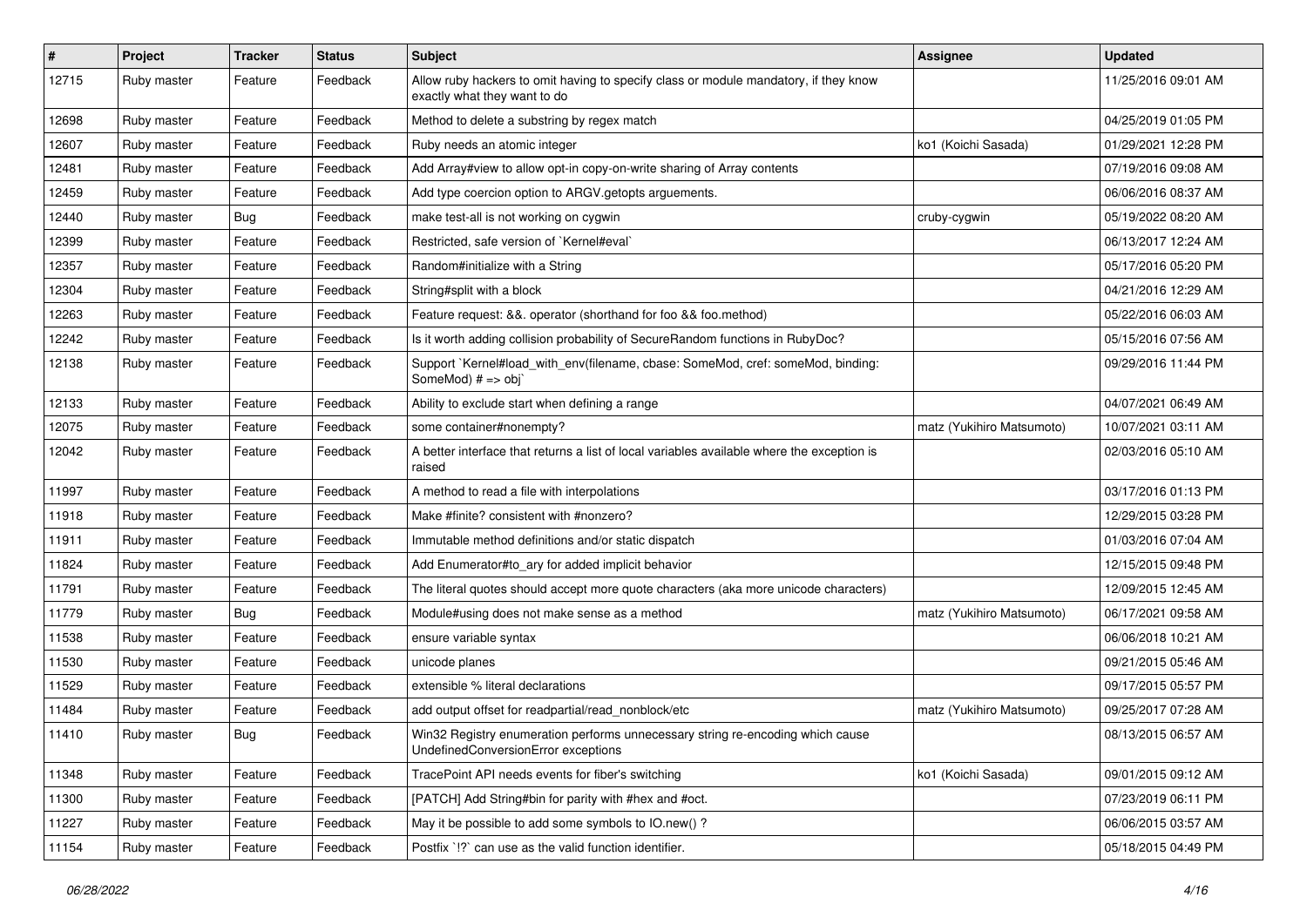| # | Project | Tracker | Status | Subject | Assignee | Updated |
|---|---|---|---|---|---|---|
| 12715 | Ruby master | Feature | Feedback | Allow ruby hackers to omit having to specify class or module mandatory, if they know exactly what they want to do | | 11/25/2016 09:01 AM |
| 12698 | Ruby master | Feature | Feedback | Method to delete a substring by regex match | | 04/25/2019 01:05 PM |
| 12607 | Ruby master | Feature | Feedback | Ruby needs an atomic integer | ko1 (Koichi Sasada) | 01/29/2021 12:28 PM |
| 12481 | Ruby master | Feature | Feedback | Add Array#view to allow opt-in copy-on-write sharing of Array contents | | 07/19/2016 09:08 AM |
| 12459 | Ruby master | Feature | Feedback | Add type coercion option to ARGV.getopts arguements. | | 06/06/2016 08:37 AM |
| 12440 | Ruby master | Bug | Feedback | make test-all is not working on cygwin | cruby-cygwin | 05/19/2022 08:20 AM |
| 12399 | Ruby master | Feature | Feedback | Restricted, safe version of `Kernel#eval` | | 06/13/2017 12:24 AM |
| 12357 | Ruby master | Feature | Feedback | Random#initialize with a String | | 05/17/2016 05:20 PM |
| 12304 | Ruby master | Feature | Feedback | String#split with a block | | 04/21/2016 12:29 AM |
| 12263 | Ruby master | Feature | Feedback | Feature request: &&. operator (shorthand for foo && foo.method) | | 05/22/2016 06:03 AM |
| 12242 | Ruby master | Feature | Feedback | Is it worth adding collision probability of SecureRandom functions in RubyDoc? | | 05/15/2016 07:56 AM |
| 12138 | Ruby master | Feature | Feedback | Support `Kernel#load_with_env(filename, cbase: SomeMod, cref: someMod, binding: SomeMod) # => obj` | | 09/29/2016 11:44 PM |
| 12133 | Ruby master | Feature | Feedback | Ability to exclude start when defining a range | | 04/07/2021 06:49 AM |
| 12075 | Ruby master | Feature | Feedback | some container#nonempty? | matz (Yukihiro Matsumoto) | 10/07/2021 03:11 AM |
| 12042 | Ruby master | Feature | Feedback | A better interface that returns a list of local variables available where the exception is raised | | 02/03/2016 05:10 AM |
| 11997 | Ruby master | Feature | Feedback | A method to read a file with interpolations | | 03/17/2016 01:13 PM |
| 11918 | Ruby master | Feature | Feedback | Make #finite? consistent with #nonzero? | | 12/29/2015 03:28 PM |
| 11911 | Ruby master | Feature | Feedback | Immutable method definitions and/or static dispatch | | 01/03/2016 07:04 AM |
| 11824 | Ruby master | Feature | Feedback | Add Enumerator#to_ary for added implicit behavior | | 12/15/2015 09:48 PM |
| 11791 | Ruby master | Feature | Feedback | The literal quotes should accept more quote characters (aka more unicode characters) | | 12/09/2015 12:45 AM |
| 11779 | Ruby master | Bug | Feedback | Module#using does not make sense as a method | matz (Yukihiro Matsumoto) | 06/17/2021 09:58 AM |
| 11538 | Ruby master | Feature | Feedback | ensure variable syntax | | 06/06/2018 10:21 AM |
| 11530 | Ruby master | Feature | Feedback | unicode planes | | 09/21/2015 05:46 AM |
| 11529 | Ruby master | Feature | Feedback | extensible % literal declarations | | 09/17/2015 05:57 PM |
| 11484 | Ruby master | Feature | Feedback | add output offset for readpartial/read_nonblock/etc | matz (Yukihiro Matsumoto) | 09/25/2017 07:28 AM |
| 11410 | Ruby master | Bug | Feedback | Win32 Registry enumeration performs unnecessary string re-encoding which cause UndefinedConversionError exceptions | | 08/13/2015 06:57 AM |
| 11348 | Ruby master | Feature | Feedback | TracePoint API needs events for fiber's switching | ko1 (Koichi Sasada) | 09/01/2015 09:12 AM |
| 11300 | Ruby master | Feature | Feedback | [PATCH] Add String#bin for parity with #hex and #oct. | | 07/23/2019 06:11 PM |
| 11227 | Ruby master | Feature | Feedback | May it be possible to add some symbols to IO.new() ? | | 06/06/2015 03:57 AM |
| 11154 | Ruby master | Feature | Feedback | Postfix `!?` can use as the valid function identifier. | | 05/18/2015 04:49 PM |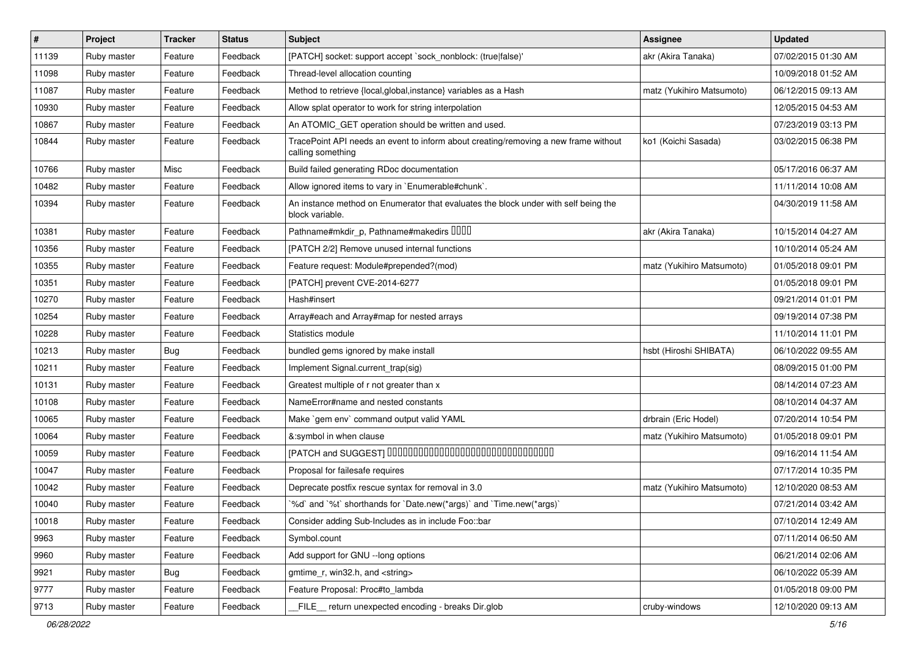| # | Project | Tracker | Status | Subject | Assignee | Updated |
|---|---|---|---|---|---|---|
| 11139 | Ruby master | Feature | Feedback | [PATCH] socket: support accept `sock_nonblock: (true\|false)' | akr (Akira Tanaka) | 07/02/2015 01:30 AM |
| 11098 | Ruby master | Feature | Feedback | Thread-level allocation counting | | 10/09/2018 01:52 AM |
| 11087 | Ruby master | Feature | Feedback | Method to retrieve {local,global,instance} variables as a Hash | matz (Yukihiro Matsumoto) | 06/12/2015 09:13 AM |
| 10930 | Ruby master | Feature | Feedback | Allow splat operator to work for string interpolation | | 12/05/2015 04:53 AM |
| 10867 | Ruby master | Feature | Feedback | An ATOMIC_GET operation should be written and used. | | 07/23/2019 03:13 PM |
| 10844 | Ruby master | Feature | Feedback | TracePoint API needs an event to inform about creating/removing a new frame without calling something | ko1 (Koichi Sasada) | 03/02/2015 06:38 PM |
| 10766 | Ruby master | Misc | Feedback | Build failed generating RDoc documentation | | 05/17/2016 06:37 AM |
| 10482 | Ruby master | Feature | Feedback | Allow ignored items to vary in `Enumerable#chunk`. | | 11/11/2014 10:08 AM |
| 10394 | Ruby master | Feature | Feedback | An instance method on Enumerator that evaluates the block under with self being the block variable. | | 04/30/2019 11:58 AM |
| 10381 | Ruby master | Feature | Feedback | Pathname#mkdir_p, Pathname#makedirs ���� | akr (Akira Tanaka) | 10/15/2014 04:27 AM |
| 10356 | Ruby master | Feature | Feedback | [PATCH 2/2] Remove unused internal functions | | 10/10/2014 05:24 AM |
| 10355 | Ruby master | Feature | Feedback | Feature request: Module#prepended?(mod) | matz (Yukihiro Matsumoto) | 01/05/2018 09:01 PM |
| 10351 | Ruby master | Feature | Feedback | [PATCH] prevent CVE-2014-6277 | | 01/05/2018 09:01 PM |
| 10270 | Ruby master | Feature | Feedback | Hash#insert | | 09/21/2014 01:01 PM |
| 10254 | Ruby master | Feature | Feedback | Array#each and Array#map for nested arrays | | 09/19/2014 07:38 PM |
| 10228 | Ruby master | Feature | Feedback | Statistics module | | 11/10/2014 11:01 PM |
| 10213 | Ruby master | Bug | Feedback | bundled gems ignored by make install | hsbt (Hiroshi SHIBATA) | 06/10/2022 09:55 AM |
| 10211 | Ruby master | Feature | Feedback | Implement Signal.current_trap(sig) | | 08/09/2015 01:00 PM |
| 10131 | Ruby master | Feature | Feedback | Greatest multiple of r not greater than x | | 08/14/2014 07:23 AM |
| 10108 | Ruby master | Feature | Feedback | NameError#name and nested constants | | 08/10/2014 04:37 AM |
| 10065 | Ruby master | Feature | Feedback | Make `gem env` command output valid YAML | drbrain (Eric Hodel) | 07/20/2014 10:54 PM |
| 10064 | Ruby master | Feature | Feedback | &:symbol in when clause | matz (Yukihiro Matsumoto) | 01/05/2018 09:01 PM |
| 10059 | Ruby master | Feature | Feedback | [PATCH and SUGGEST] ������������������������������������ | | 09/16/2014 11:54 AM |
| 10047 | Ruby master | Feature | Feedback | Proposal for failesafe requires | | 07/17/2014 10:35 PM |
| 10042 | Ruby master | Feature | Feedback | Deprecate postfix rescue syntax for removal in 3.0 | matz (Yukihiro Matsumoto) | 12/10/2020 08:53 AM |
| 10040 | Ruby master | Feature | Feedback | `%d` and `%t` shorthands for `Date.new(*args)` and `Time.new(*args)` | | 07/21/2014 03:42 AM |
| 10018 | Ruby master | Feature | Feedback | Consider adding Sub-Includes as in include Foo::bar | | 07/10/2014 12:49 AM |
| 9963 | Ruby master | Feature | Feedback | Symbol.count | | 07/11/2014 06:50 AM |
| 9960 | Ruby master | Feature | Feedback | Add support for GNU --long options | | 06/21/2014 02:06 AM |
| 9921 | Ruby master | Bug | Feedback | gmtime_r, win32.h, and <string> | | 06/10/2022 05:39 AM |
| 9777 | Ruby master | Feature | Feedback | Feature Proposal: Proc#to_lambda | | 01/05/2018 09:00 PM |
| 9713 | Ruby master | Feature | Feedback | __FILE__ return unexpected encoding - breaks Dir.glob | cruby-windows | 12/10/2020 09:13 AM |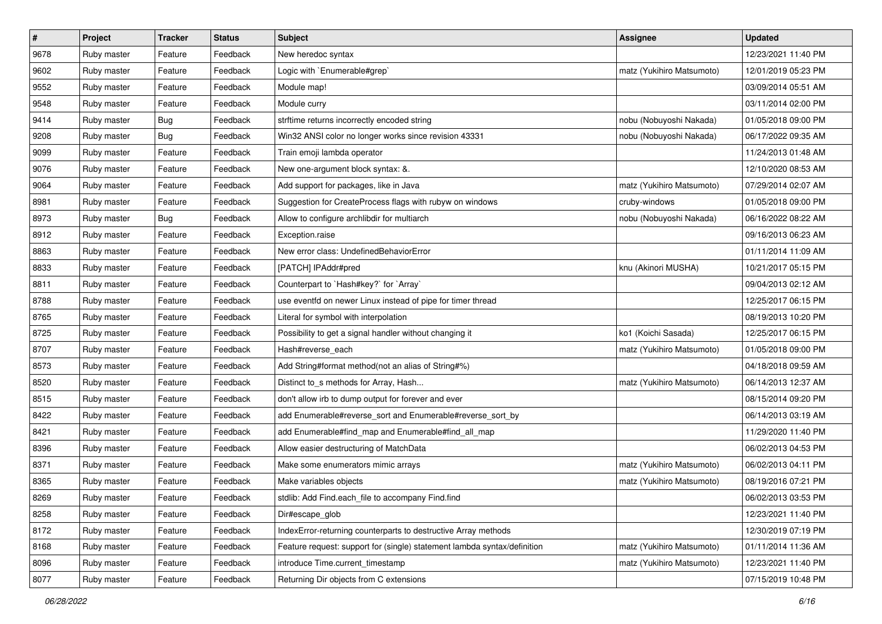| # | Project | Tracker | Status | Subject | Assignee | Updated |
|---|---|---|---|---|---|---|
| 9678 | Ruby master | Feature | Feedback | New heredoc syntax | | 12/23/2021 11:40 PM |
| 9602 | Ruby master | Feature | Feedback | Logic with `Enumerable#grep` | matz (Yukihiro Matsumoto) | 12/01/2019 05:23 PM |
| 9552 | Ruby master | Feature | Feedback | Module map! | | 03/09/2014 05:51 AM |
| 9548 | Ruby master | Feature | Feedback | Module curry | | 03/11/2014 02:00 PM |
| 9414 | Ruby master | Bug | Feedback | strftime returns incorrectly encoded string | nobu (Nobuyoshi Nakada) | 01/05/2018 09:00 PM |
| 9208 | Ruby master | Bug | Feedback | Win32 ANSI color no longer works since revision 43331 | nobu (Nobuyoshi Nakada) | 06/17/2022 09:35 AM |
| 9099 | Ruby master | Feature | Feedback | Train emoji lambda operator | | 11/24/2013 01:48 AM |
| 9076 | Ruby master | Feature | Feedback | New one-argument block syntax: &. | | 12/10/2020 08:53 AM |
| 9064 | Ruby master | Feature | Feedback | Add support for packages, like in Java | matz (Yukihiro Matsumoto) | 07/29/2014 02:07 AM |
| 8981 | Ruby master | Feature | Feedback | Suggestion for CreateProcess flags with rubyw on windows | cruby-windows | 01/05/2018 09:00 PM |
| 8973 | Ruby master | Bug | Feedback | Allow to configure archlibdir for multiarch | nobu (Nobuyoshi Nakada) | 06/16/2022 08:22 AM |
| 8912 | Ruby master | Feature | Feedback | Exception.raise | | 09/16/2013 06:23 AM |
| 8863 | Ruby master | Feature | Feedback | New error class: UndefinedBehaviorError | | 01/11/2014 11:09 AM |
| 8833 | Ruby master | Feature | Feedback | [PATCH] IPAddr#pred | knu (Akinori MUSHA) | 10/21/2017 05:15 PM |
| 8811 | Ruby master | Feature | Feedback | Counterpart to `Hash#key?` for `Array` | | 09/04/2013 02:12 AM |
| 8788 | Ruby master | Feature | Feedback | use eventfd on newer Linux instead of pipe for timer thread | | 12/25/2017 06:15 PM |
| 8765 | Ruby master | Feature | Feedback | Literal for symbol with interpolation | | 08/19/2013 10:20 PM |
| 8725 | Ruby master | Feature | Feedback | Possibility to get a signal handler without changing it | ko1 (Koichi Sasada) | 12/25/2017 06:15 PM |
| 8707 | Ruby master | Feature | Feedback | Hash#reverse_each | matz (Yukihiro Matsumoto) | 01/05/2018 09:00 PM |
| 8573 | Ruby master | Feature | Feedback | Add String#format method(not an alias of String#%) | | 04/18/2018 09:59 AM |
| 8520 | Ruby master | Feature | Feedback | Distinct to_s methods for Array, Hash... | matz (Yukihiro Matsumoto) | 06/14/2013 12:37 AM |
| 8515 | Ruby master | Feature | Feedback | don't allow irb to dump output for forever and ever | | 08/15/2014 09:20 PM |
| 8422 | Ruby master | Feature | Feedback | add Enumerable#reverse_sort and Enumerable#reverse_sort_by | | 06/14/2013 03:19 AM |
| 8421 | Ruby master | Feature | Feedback | add Enumerable#find_map and Enumerable#find_all_map | | 11/29/2020 11:40 PM |
| 8396 | Ruby master | Feature | Feedback | Allow easier destructuring of MatchData | | 06/02/2013 04:53 PM |
| 8371 | Ruby master | Feature | Feedback | Make some enumerators mimic arrays | matz (Yukihiro Matsumoto) | 06/02/2013 04:11 PM |
| 8365 | Ruby master | Feature | Feedback | Make variables objects | matz (Yukihiro Matsumoto) | 08/19/2016 07:21 PM |
| 8269 | Ruby master | Feature | Feedback | stdlib: Add Find.each_file to accompany Find.find | | 06/02/2013 03:53 PM |
| 8258 | Ruby master | Feature | Feedback | Dir#escape_glob | | 12/23/2021 11:40 PM |
| 8172 | Ruby master | Feature | Feedback | IndexError-returning counterparts to destructive Array methods | | 12/30/2019 07:19 PM |
| 8168 | Ruby master | Feature | Feedback | Feature request: support for (single) statement lambda syntax/definition | matz (Yukihiro Matsumoto) | 01/11/2014 11:36 AM |
| 8096 | Ruby master | Feature | Feedback | introduce Time.current_timestamp | matz (Yukihiro Matsumoto) | 12/23/2021 11:40 PM |
| 8077 | Ruby master | Feature | Feedback | Returning Dir objects from C extensions | | 07/15/2019 10:48 PM |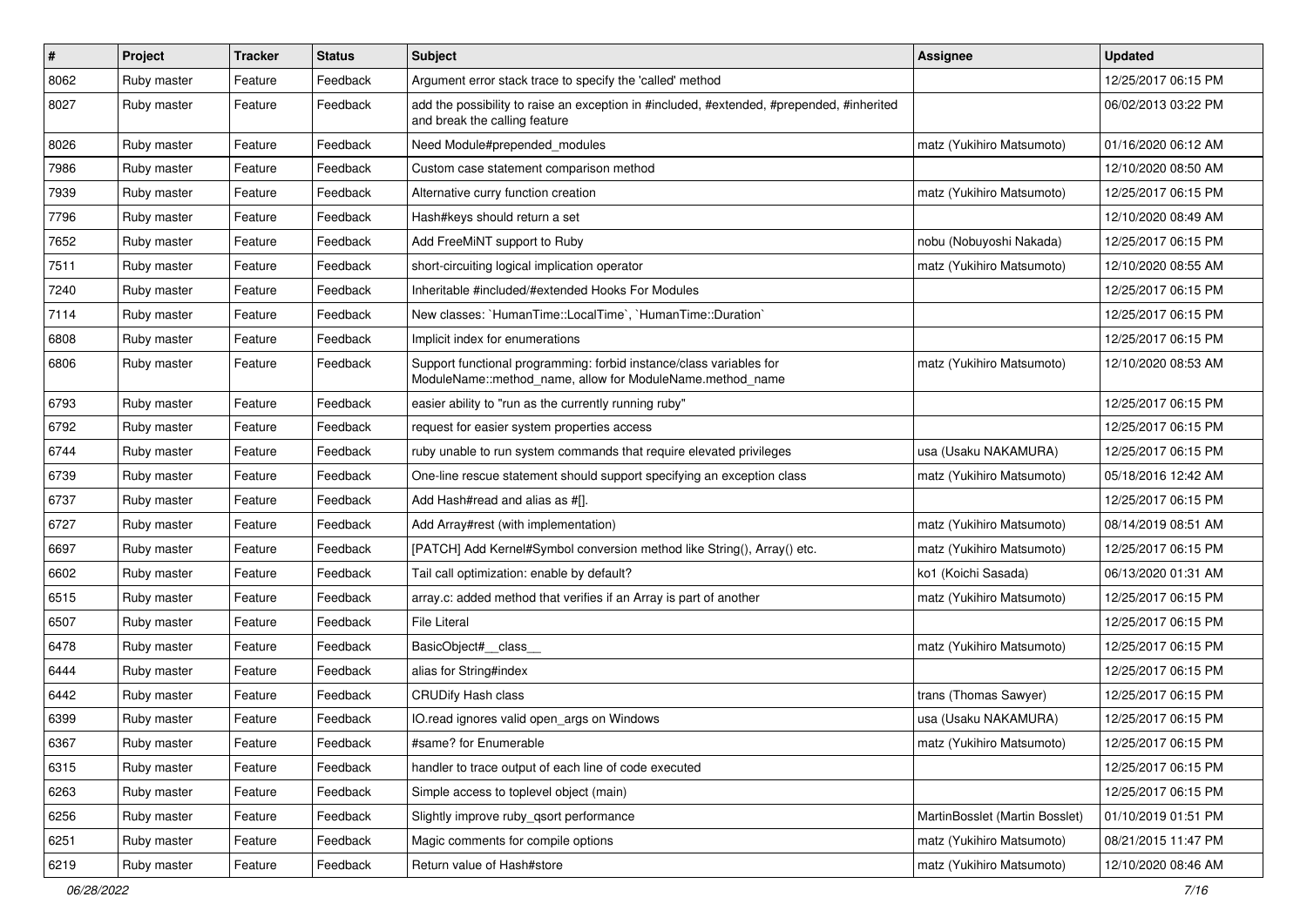| # | Project | Tracker | Status | Subject | Assignee | Updated |
|---|---|---|---|---|---|---|
| 8062 | Ruby master | Feature | Feedback | Argument error stack trace to specify the 'called' method | | 12/25/2017 06:15 PM |
| 8027 | Ruby master | Feature | Feedback | add the possibility to raise an exception in #included, #extended, #prepended, #inherited and break the calling feature | | 06/02/2013 03:22 PM |
| 8026 | Ruby master | Feature | Feedback | Need Module#prepended_modules | matz (Yukihiro Matsumoto) | 01/16/2020 06:12 AM |
| 7986 | Ruby master | Feature | Feedback | Custom case statement comparison method | | 12/10/2020 08:50 AM |
| 7939 | Ruby master | Feature | Feedback | Alternative curry function creation | matz (Yukihiro Matsumoto) | 12/25/2017 06:15 PM |
| 7796 | Ruby master | Feature | Feedback | Hash#keys should return a set | | 12/10/2020 08:49 AM |
| 7652 | Ruby master | Feature | Feedback | Add FreeMiNT support to Ruby | nobu (Nobuyoshi Nakada) | 12/25/2017 06:15 PM |
| 7511 | Ruby master | Feature | Feedback | short-circuiting logical implication operator | matz (Yukihiro Matsumoto) | 12/10/2020 08:55 AM |
| 7240 | Ruby master | Feature | Feedback | Inheritable #included/#extended Hooks For Modules | | 12/25/2017 06:15 PM |
| 7114 | Ruby master | Feature | Feedback | New classes: `HumanTime::LocalTime`, `HumanTime::Duration` | | 12/25/2017 06:15 PM |
| 6808 | Ruby master | Feature | Feedback | Implicit index for enumerations | | 12/25/2017 06:15 PM |
| 6806 | Ruby master | Feature | Feedback | Support functional programming: forbid instance/class variables for ModuleName::method_name, allow for ModuleName.method_name | matz (Yukihiro Matsumoto) | 12/10/2020 08:53 AM |
| 6793 | Ruby master | Feature | Feedback | easier ability to "run as the currently running ruby" | | 12/25/2017 06:15 PM |
| 6792 | Ruby master | Feature | Feedback | request for easier system properties access | | 12/25/2017 06:15 PM |
| 6744 | Ruby master | Feature | Feedback | ruby unable to run system commands that require elevated privileges | usa (Usaku NAKAMURA) | 12/25/2017 06:15 PM |
| 6739 | Ruby master | Feature | Feedback | One-line rescue statement should support specifying an exception class | matz (Yukihiro Matsumoto) | 05/18/2016 12:42 AM |
| 6737 | Ruby master | Feature | Feedback | Add Hash#read and alias as #[]. | | 12/25/2017 06:15 PM |
| 6727 | Ruby master | Feature | Feedback | Add Array#rest (with implementation) | matz (Yukihiro Matsumoto) | 08/14/2019 08:51 AM |
| 6697 | Ruby master | Feature | Feedback | [PATCH] Add Kernel#Symbol conversion method like String(), Array() etc. | matz (Yukihiro Matsumoto) | 12/25/2017 06:15 PM |
| 6602 | Ruby master | Feature | Feedback | Tail call optimization: enable by default? | ko1 (Koichi Sasada) | 06/13/2020 01:31 AM |
| 6515 | Ruby master | Feature | Feedback | array.c: added method that verifies if an Array is part of another | matz (Yukihiro Matsumoto) | 12/25/2017 06:15 PM |
| 6507 | Ruby master | Feature | Feedback | File Literal | | 12/25/2017 06:15 PM |
| 6478 | Ruby master | Feature | Feedback | BasicObject#__class__ | matz (Yukihiro Matsumoto) | 12/25/2017 06:15 PM |
| 6444 | Ruby master | Feature | Feedback | alias for String#index | | 12/25/2017 06:15 PM |
| 6442 | Ruby master | Feature | Feedback | CRUDify Hash class | trans (Thomas Sawyer) | 12/25/2017 06:15 PM |
| 6399 | Ruby master | Feature | Feedback | IO.read ignores valid open_args on Windows | usa (Usaku NAKAMURA) | 12/25/2017 06:15 PM |
| 6367 | Ruby master | Feature | Feedback | #same? for Enumerable | matz (Yukihiro Matsumoto) | 12/25/2017 06:15 PM |
| 6315 | Ruby master | Feature | Feedback | handler to trace output of each line of code executed | | 12/25/2017 06:15 PM |
| 6263 | Ruby master | Feature | Feedback | Simple access to toplevel object (main) | | 12/25/2017 06:15 PM |
| 6256 | Ruby master | Feature | Feedback | Slightly improve ruby_qsort performance | MartinBosslet (Martin Bosslet) | 01/10/2019 01:51 PM |
| 6251 | Ruby master | Feature | Feedback | Magic comments for compile options | matz (Yukihiro Matsumoto) | 08/21/2015 11:47 PM |
| 6219 | Ruby master | Feature | Feedback | Return value of Hash#store | matz (Yukihiro Matsumoto) | 12/10/2020 08:46 AM |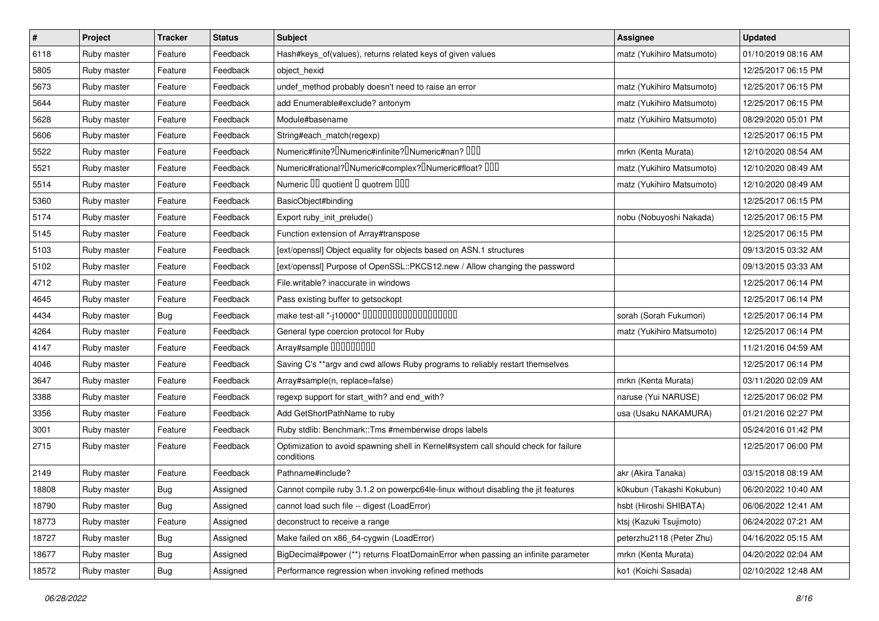| # | Project | Tracker | Status | Subject | Assignee | Updated |
|---|---|---|---|---|---|---|
| 6118 | Ruby master | Feature | Feedback | Hash#keys_of(values), returns related keys of given values | matz (Yukihiro Matsumoto) | 01/10/2019 08:16 AM |
| 5805 | Ruby master | Feature | Feedback | object_hexid | | 12/25/2017 06:15 PM |
| 5673 | Ruby master | Feature | Feedback | undef_method probably doesn't need to raise an error | matz (Yukihiro Matsumoto) | 12/25/2017 06:15 PM |
| 5644 | Ruby master | Feature | Feedback | add Enumerable#exclude? antonym | matz (Yukihiro Matsumoto) | 12/25/2017 06:15 PM |
| 5628 | Ruby master | Feature | Feedback | Module#basename | matz (Yukihiro Matsumoto) | 08/29/2020 05:01 PM |
| 5606 | Ruby master | Feature | Feedback | String#each_match(regexp) | | 12/25/2017 06:15 PM |
| 5522 | Ruby master | Feature | Feedback | Numeric#finite?・Numeric#infinite?・Numeric#nan? ��� | mrkn (Kenta Murata) | 12/10/2020 08:54 AM |
| 5521 | Ruby master | Feature | Feedback | Numeric#rational?・Numeric#complex?・Numeric#float? ��� | matz (Yukihiro Matsumoto) | 12/10/2020 08:49 AM |
| 5514 | Ruby master | Feature | Feedback | Numeric �� quotient � quotrem ��� | matz (Yukihiro Matsumoto) | 12/10/2020 08:49 AM |
| 5360 | Ruby master | Feature | Feedback | BasicObject#binding | | 12/25/2017 06:15 PM |
| 5174 | Ruby master | Feature | Feedback | Export ruby_init_prelude() | nobu (Nobuyoshi Nakada) | 12/25/2017 06:15 PM |
| 5145 | Ruby master | Feature | Feedback | Function extension of Array#transpose | | 12/25/2017 06:15 PM |
| 5103 | Ruby master | Feature | Feedback | [ext/openssl] Object equality for objects based on ASN.1 structures | | 09/13/2015 03:32 AM |
| 5102 | Ruby master | Feature | Feedback | [ext/openssl] Purpose of OpenSSL::PKCS12.new / Allow changing the password | | 09/13/2015 03:33 AM |
| 4712 | Ruby master | Feature | Feedback | File.writable? inaccurate in windows | | 12/25/2017 06:14 PM |
| 4645 | Ruby master | Feature | Feedback | Pass existing buffer to getsockopt | | 12/25/2017 06:14 PM |
| 4434 | Ruby master | Bug | Feedback | make test-all "-j10000" ��������������������� | sorah (Sorah Fukumori) | 12/25/2017 06:14 PM |
| 4264 | Ruby master | Feature | Feedback | General type coercion protocol for Ruby | matz (Yukihiro Matsumoto) | 12/25/2017 06:14 PM |
| 4147 | Ruby master | Feature | Feedback | Array#sample ���������� | | 11/21/2016 04:59 AM |
| 4046 | Ruby master | Feature | Feedback | Saving C's **argv and cwd allows Ruby programs to reliably restart themselves | | 12/25/2017 06:14 PM |
| 3647 | Ruby master | Feature | Feedback | Array#sample(n, replace=false) | mrkn (Kenta Murata) | 03/11/2020 02:09 AM |
| 3388 | Ruby master | Feature | Feedback | regexp support for start_with? and end_with? | naruse (Yui NARUSE) | 12/25/2017 06:02 PM |
| 3356 | Ruby master | Feature | Feedback | Add GetShortPathName to ruby | usa (Usaku NAKAMURA) | 01/21/2016 02:27 PM |
| 3001 | Ruby master | Feature | Feedback | Ruby stdlib: Benchmark::Tms #memberwise drops labels | | 05/24/2016 01:42 PM |
| 2715 | Ruby master | Feature | Feedback | Optimization to avoid spawning shell in Kernel#system call should check for failure conditions | | 12/25/2017 06:00 PM |
| 2149 | Ruby master | Feature | Feedback | Pathname#include? | akr (Akira Tanaka) | 03/15/2018 08:19 AM |
| 18808 | Ruby master | Bug | Assigned | Cannot compile ruby 3.1.2 on powerpc64le-linux without disabling the jit features | k0kubun (Takashi Kokubun) | 06/20/2022 10:40 AM |
| 18790 | Ruby master | Bug | Assigned | cannot load such file -- digest (LoadError) | hsbt (Hiroshi SHIBATA) | 06/06/2022 12:41 AM |
| 18773 | Ruby master | Feature | Assigned | deconstruct to receive a range | ktsj (Kazuki Tsujimoto) | 06/24/2022 07:21 AM |
| 18727 | Ruby master | Bug | Assigned | Make failed on x86_64-cygwin (LoadError) | peterzhu2118 (Peter Zhu) | 04/16/2022 05:15 AM |
| 18677 | Ruby master | Bug | Assigned | BigDecimal#power (**) returns FloatDomainError when passing an infinite parameter | mrkn (Kenta Murata) | 04/20/2022 02:04 AM |
| 18572 | Ruby master | Bug | Assigned | Performance regression when invoking refined methods | ko1 (Koichi Sasada) | 02/10/2022 12:48 AM |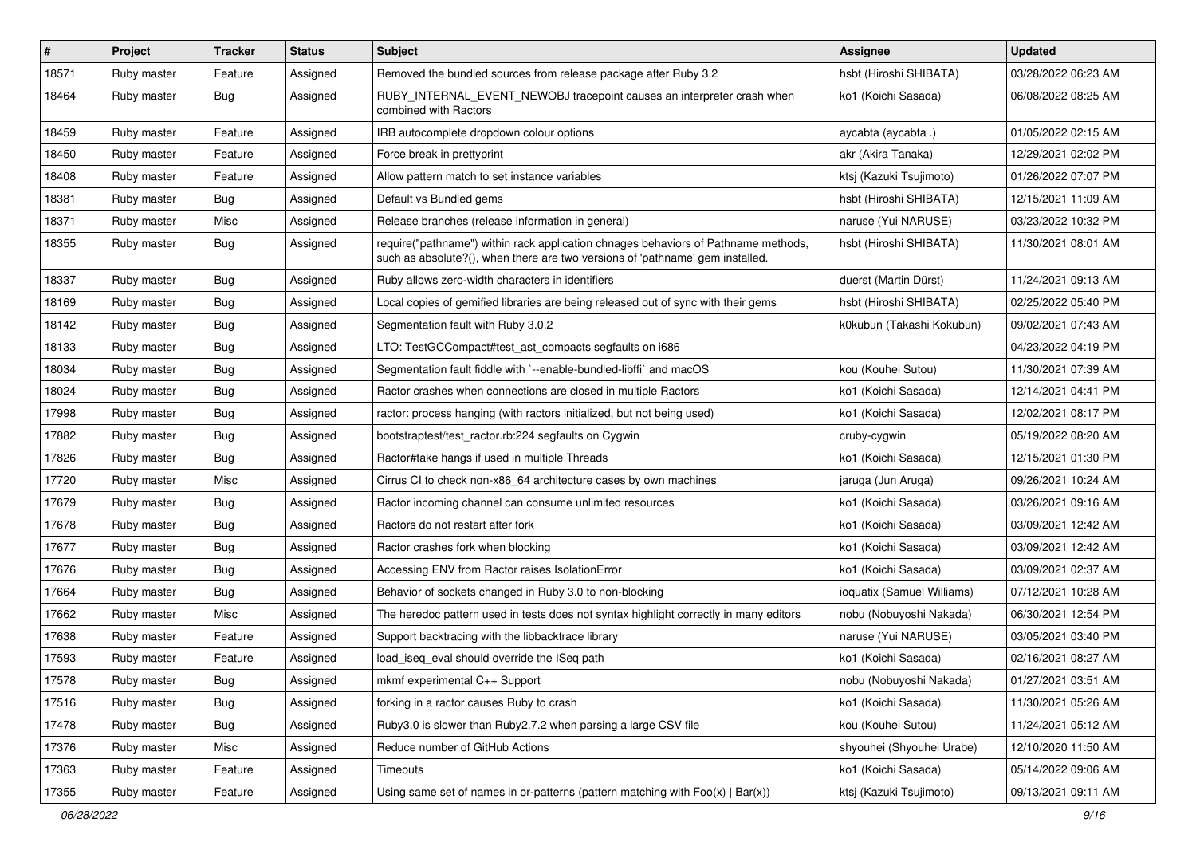| # | Project | Tracker | Status | Subject | Assignee | Updated |
|---|---|---|---|---|---|---|
| 18571 | Ruby master | Feature | Assigned | Removed the bundled sources from release package after Ruby 3.2 | hsbt (Hiroshi SHIBATA) | 03/28/2022 06:23 AM |
| 18464 | Ruby master | Bug | Assigned | RUBY_INTERNAL_EVENT_NEWOBJ tracepoint causes an interpreter crash when combined with Ractors | ko1 (Koichi Sasada) | 06/08/2022 08:25 AM |
| 18459 | Ruby master | Feature | Assigned | IRB autocomplete dropdown colour options | aycabta (aycabta .) | 01/05/2022 02:15 AM |
| 18450 | Ruby master | Feature | Assigned | Force break in prettyprint | akr (Akira Tanaka) | 12/29/2021 02:02 PM |
| 18408 | Ruby master | Feature | Assigned | Allow pattern match to set instance variables | ktsj (Kazuki Tsujimoto) | 01/26/2022 07:07 PM |
| 18381 | Ruby master | Bug | Assigned | Default vs Bundled gems | hsbt (Hiroshi SHIBATA) | 12/15/2021 11:09 AM |
| 18371 | Ruby master | Misc | Assigned | Release branches (release information in general) | naruse (Yui NARUSE) | 03/23/2022 10:32 PM |
| 18355 | Ruby master | Bug | Assigned | require("pathname") within rack application chnages behaviors of Pathname methods, such as absolute?(), when there are two versions of 'pathname' gem installed. | hsbt (Hiroshi SHIBATA) | 11/30/2021 08:01 AM |
| 18337 | Ruby master | Bug | Assigned | Ruby allows zero-width characters in identifiers | duerst (Martin Dürst) | 11/24/2021 09:13 AM |
| 18169 | Ruby master | Bug | Assigned | Local copies of gemified libraries are being released out of sync with their gems | hsbt (Hiroshi SHIBATA) | 02/25/2022 05:40 PM |
| 18142 | Ruby master | Bug | Assigned | Segmentation fault with Ruby 3.0.2 | k0kubun (Takashi Kokubun) | 09/02/2021 07:43 AM |
| 18133 | Ruby master | Bug | Assigned | LTO: TestGCCompact#test_ast_compacts segfaults on i686 | | 04/23/2022 04:19 PM |
| 18034 | Ruby master | Bug | Assigned | Segmentation fault fiddle with `--enable-bundled-libffi` and macOS | kou (Kouhei Sutou) | 11/30/2021 07:39 AM |
| 18024 | Ruby master | Bug | Assigned | Ractor crashes when connections are closed in multiple Ractors | ko1 (Koichi Sasada) | 12/14/2021 04:41 PM |
| 17998 | Ruby master | Bug | Assigned | ractor: process hanging (with ractors initialized, but not being used) | ko1 (Koichi Sasada) | 12/02/2021 08:17 PM |
| 17882 | Ruby master | Bug | Assigned | bootstraptest/test_ractor.rb:224 segfaults on Cygwin | cruby-cygwin | 05/19/2022 08:20 AM |
| 17826 | Ruby master | Bug | Assigned | Ractor#take hangs if used in multiple Threads | ko1 (Koichi Sasada) | 12/15/2021 01:30 PM |
| 17720 | Ruby master | Misc | Assigned | Cirrus CI to check non-x86_64 architecture cases by own machines | jaruga (Jun Aruga) | 09/26/2021 10:24 AM |
| 17679 | Ruby master | Bug | Assigned | Ractor incoming channel can consume unlimited resources | ko1 (Koichi Sasada) | 03/26/2021 09:16 AM |
| 17678 | Ruby master | Bug | Assigned | Ractors do not restart after fork | ko1 (Koichi Sasada) | 03/09/2021 12:42 AM |
| 17677 | Ruby master | Bug | Assigned | Ractor crashes fork when blocking | ko1 (Koichi Sasada) | 03/09/2021 12:42 AM |
| 17676 | Ruby master | Bug | Assigned | Accessing ENV from Ractor raises IsolationError | ko1 (Koichi Sasada) | 03/09/2021 02:37 AM |
| 17664 | Ruby master | Bug | Assigned | Behavior of sockets changed in Ruby 3.0 to non-blocking | ioquatix (Samuel Williams) | 07/12/2021 10:28 AM |
| 17662 | Ruby master | Misc | Assigned | The heredoc pattern used in tests does not syntax highlight correctly in many editors | nobu (Nobuyoshi Nakada) | 06/30/2021 12:54 PM |
| 17638 | Ruby master | Feature | Assigned | Support backtracing with the libbacktrace library | naruse (Yui NARUSE) | 03/05/2021 03:40 PM |
| 17593 | Ruby master | Feature | Assigned | load_iseq_eval should override the ISeq path | ko1 (Koichi Sasada) | 02/16/2021 08:27 AM |
| 17578 | Ruby master | Bug | Assigned | mkmf experimental C++ Support | nobu (Nobuyoshi Nakada) | 01/27/2021 03:51 AM |
| 17516 | Ruby master | Bug | Assigned | forking in a ractor causes Ruby to crash | ko1 (Koichi Sasada) | 11/30/2021 05:26 AM |
| 17478 | Ruby master | Bug | Assigned | Ruby3.0 is slower than Ruby2.7.2 when parsing a large CSV file | kou (Kouhei Sutou) | 11/24/2021 05:12 AM |
| 17376 | Ruby master | Misc | Assigned | Reduce number of GitHub Actions | shyouhei (Shyouhei Urabe) | 12/10/2020 11:50 AM |
| 17363 | Ruby master | Feature | Assigned | Timeouts | ko1 (Koichi Sasada) | 05/14/2022 09:06 AM |
| 17355 | Ruby master | Feature | Assigned | Using same set of names in or-patterns (pattern matching with Foo(x) \| Bar(x)) | ktsj (Kazuki Tsujimoto) | 09/13/2021 09:11 AM |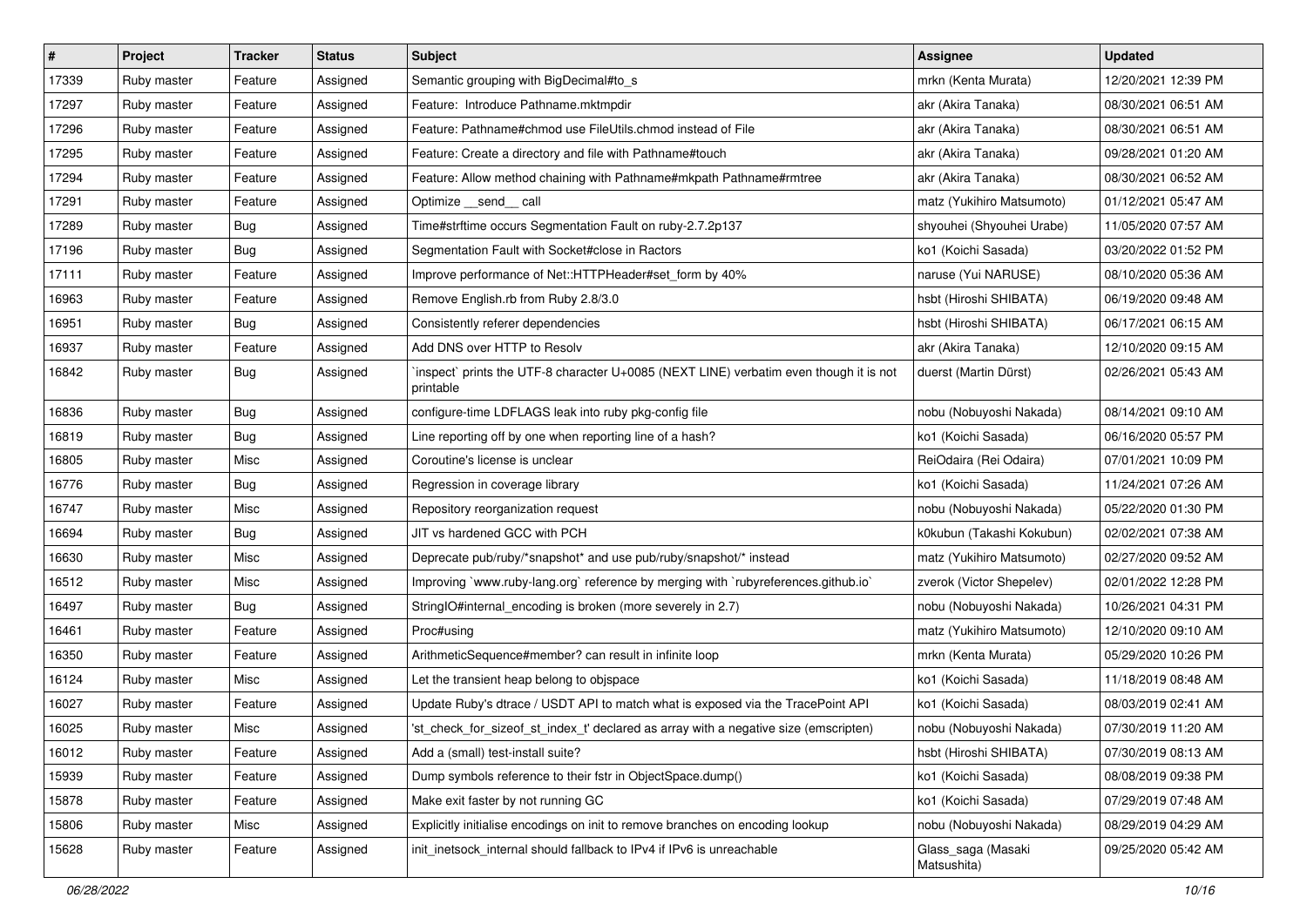| # | Project | Tracker | Status | Subject | Assignee | Updated |
|---|---|---|---|---|---|---|
| 17339 | Ruby master | Feature | Assigned | Semantic grouping with BigDecimal#to_s | mrkn (Kenta Murata) | 12/20/2021 12:39 PM |
| 17297 | Ruby master | Feature | Assigned | Feature:  Introduce Pathname.mktmpdir | akr (Akira Tanaka) | 08/30/2021 06:51 AM |
| 17296 | Ruby master | Feature | Assigned | Feature: Pathname#chmod use FileUtils.chmod instead of File | akr (Akira Tanaka) | 08/30/2021 06:51 AM |
| 17295 | Ruby master | Feature | Assigned | Feature: Create a directory and file with Pathname#touch | akr (Akira Tanaka) | 09/28/2021 01:20 AM |
| 17294 | Ruby master | Feature | Assigned | Feature: Allow method chaining with Pathname#mkpath Pathname#rmtree | akr (Akira Tanaka) | 08/30/2021 06:52 AM |
| 17291 | Ruby master | Feature | Assigned | Optimize __send__ call | matz (Yukihiro Matsumoto) | 01/12/2021 05:47 AM |
| 17289 | Ruby master | Bug | Assigned | Time#strftime occurs Segmentation Fault on ruby-2.7.2p137 | shyouhei (Shyouhei Urabe) | 11/05/2020 07:57 AM |
| 17196 | Ruby master | Bug | Assigned | Segmentation Fault with Socket#close in Ractors | ko1 (Koichi Sasada) | 03/20/2022 01:52 PM |
| 17111 | Ruby master | Feature | Assigned | Improve performance of Net::HTTPHeader#set_form by 40% | naruse (Yui NARUSE) | 08/10/2020 05:36 AM |
| 16963 | Ruby master | Feature | Assigned | Remove English.rb from Ruby 2.8/3.0 | hsbt (Hiroshi SHIBATA) | 06/19/2020 09:48 AM |
| 16951 | Ruby master | Bug | Assigned | Consistently referer dependencies | hsbt (Hiroshi SHIBATA) | 06/17/2021 06:15 AM |
| 16937 | Ruby master | Feature | Assigned | Add DNS over HTTP to Resolv | akr (Akira Tanaka) | 12/10/2020 09:15 AM |
| 16842 | Ruby master | Bug | Assigned | `inspect` prints the UTF-8 character U+0085 (NEXT LINE) verbatim even though it is not printable | duerst (Martin Dürst) | 02/26/2021 05:43 AM |
| 16836 | Ruby master | Bug | Assigned | configure-time LDFLAGS leak into ruby pkg-config file | nobu (Nobuyoshi Nakada) | 08/14/2021 09:10 AM |
| 16819 | Ruby master | Bug | Assigned | Line reporting off by one when reporting line of a hash? | ko1 (Koichi Sasada) | 06/16/2020 05:57 PM |
| 16805 | Ruby master | Misc | Assigned | Coroutine's license is unclear | ReiOdaira (Rei Odaira) | 07/01/2021 10:09 PM |
| 16776 | Ruby master | Bug | Assigned | Regression in coverage library | ko1 (Koichi Sasada) | 11/24/2021 07:26 AM |
| 16747 | Ruby master | Misc | Assigned | Repository reorganization request | nobu (Nobuyoshi Nakada) | 05/22/2020 01:30 PM |
| 16694 | Ruby master | Bug | Assigned | JIT vs hardened GCC with PCH | k0kubun (Takashi Kokubun) | 02/02/2021 07:38 AM |
| 16630 | Ruby master | Misc | Assigned | Deprecate pub/ruby/*snapshot* and use pub/ruby/snapshot/* instead | matz (Yukihiro Matsumoto) | 02/27/2020 09:52 AM |
| 16512 | Ruby master | Misc | Assigned | Improving `www.ruby-lang.org` reference by merging with `rubyreferences.github.io` | zverok (Victor Shepelev) | 02/01/2022 12:28 PM |
| 16497 | Ruby master | Bug | Assigned | StringIO#internal_encoding is broken (more severely in 2.7) | nobu (Nobuyoshi Nakada) | 10/26/2021 04:31 PM |
| 16461 | Ruby master | Feature | Assigned | Proc#using | matz (Yukihiro Matsumoto) | 12/10/2020 09:10 AM |
| 16350 | Ruby master | Feature | Assigned | ArithmeticSequence#member? can result in infinite loop | mrkn (Kenta Murata) | 05/29/2020 10:26 PM |
| 16124 | Ruby master | Misc | Assigned | Let the transient heap belong to objspace | ko1 (Koichi Sasada) | 11/18/2019 08:48 AM |
| 16027 | Ruby master | Feature | Assigned | Update Ruby's dtrace / USDT API to match what is exposed via the TracePoint API | ko1 (Koichi Sasada) | 08/03/2019 02:41 AM |
| 16025 | Ruby master | Misc | Assigned | 'st_check_for_sizeof_st_index_t' declared as array with a negative size (emscripten) | nobu (Nobuyoshi Nakada) | 07/30/2019 11:20 AM |
| 16012 | Ruby master | Feature | Assigned | Add a (small) test-install suite? | hsbt (Hiroshi SHIBATA) | 07/30/2019 08:13 AM |
| 15939 | Ruby master | Feature | Assigned | Dump symbols reference to their fstr in ObjectSpace.dump() | ko1 (Koichi Sasada) | 08/08/2019 09:38 PM |
| 15878 | Ruby master | Feature | Assigned | Make exit faster by not running GC | ko1 (Koichi Sasada) | 07/29/2019 07:48 AM |
| 15806 | Ruby master | Misc | Assigned | Explicitly initialise encodings on init to remove branches on encoding lookup | nobu (Nobuyoshi Nakada) | 08/29/2019 04:29 AM |
| 15628 | Ruby master | Feature | Assigned | init_inetsock_internal should fallback to IPv4 if IPv6 is unreachable | Glass_saga (Masaki Matsushita) | 09/25/2020 05:42 AM |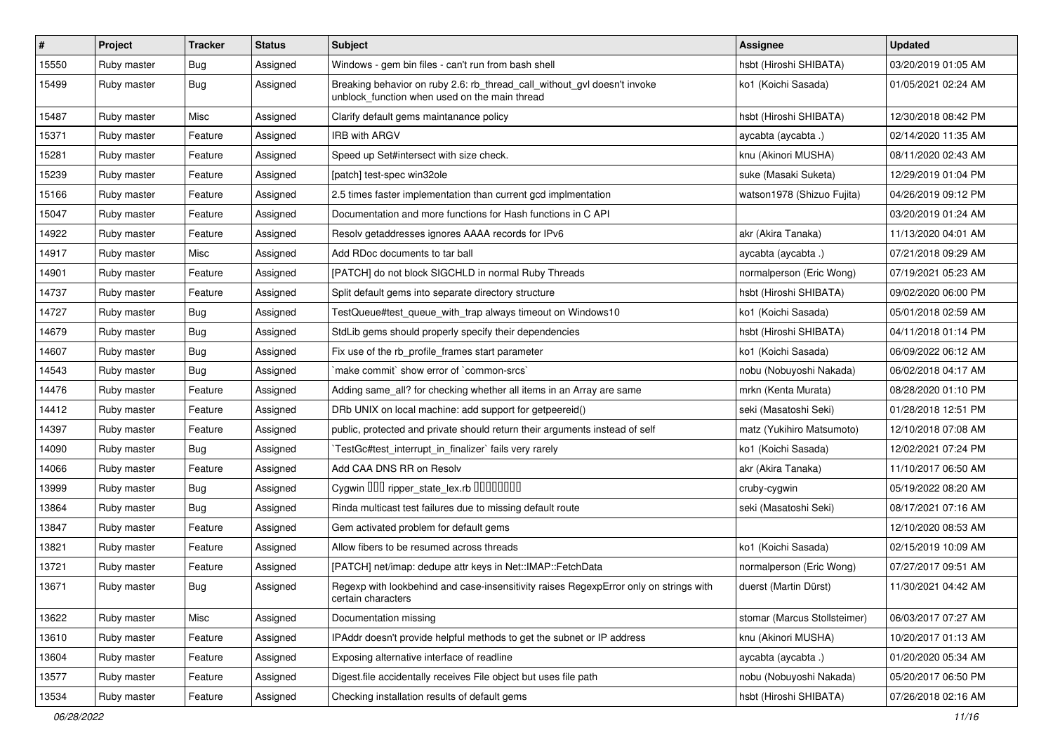| # | Project | Tracker | Status | Subject | Assignee | Updated |
|---|---|---|---|---|---|---|
| 15550 | Ruby master | Bug | Assigned | Windows - gem bin files - can't run from bash shell | hsbt (Hiroshi SHIBATA) | 03/20/2019 01:05 AM |
| 15499 | Ruby master | Bug | Assigned | Breaking behavior on ruby 2.6: rb_thread_call_without_gvl doesn't invoke unblock_function when used on the main thread | ko1 (Koichi Sasada) | 01/05/2021 02:24 AM |
| 15487 | Ruby master | Misc | Assigned | Clarify default gems maintanance policy | hsbt (Hiroshi SHIBATA) | 12/30/2018 08:42 PM |
| 15371 | Ruby master | Feature | Assigned | IRB with ARGV | aycabta (aycabta .) | 02/14/2020 11:35 AM |
| 15281 | Ruby master | Feature | Assigned | Speed up Set#intersect with size check. | knu (Akinori MUSHA) | 08/11/2020 02:43 AM |
| 15239 | Ruby master | Feature | Assigned | [patch] test-spec win32ole | suke (Masaki Suketa) | 12/29/2019 01:04 PM |
| 15166 | Ruby master | Feature | Assigned | 2.5 times faster implementation than current gcd implmentation | watson1978 (Shizuo Fujita) | 04/26/2019 09:12 PM |
| 15047 | Ruby master | Feature | Assigned | Documentation and more functions for Hash functions in C API | | 03/20/2019 01:24 AM |
| 14922 | Ruby master | Feature | Assigned | Resolv getaddresses ignores AAAA records for IPv6 | akr (Akira Tanaka) | 11/13/2020 04:01 AM |
| 14917 | Ruby master | Misc | Assigned | Add RDoc documents to tar ball | aycabta (aycabta .) | 07/21/2018 09:29 AM |
| 14901 | Ruby master | Feature | Assigned | [PATCH] do not block SIGCHLD in normal Ruby Threads | normalperson (Eric Wong) | 07/19/2021 05:23 AM |
| 14737 | Ruby master | Feature | Assigned | Split default gems into separate directory structure | hsbt (Hiroshi SHIBATA) | 09/02/2020 06:00 PM |
| 14727 | Ruby master | Bug | Assigned | TestQueue#test_queue_with_trap always timeout on Windows10 | ko1 (Koichi Sasada) | 05/01/2018 02:59 AM |
| 14679 | Ruby master | Bug | Assigned | StdLib gems should properly specify their dependencies | hsbt (Hiroshi SHIBATA) | 04/11/2018 01:14 PM |
| 14607 | Ruby master | Bug | Assigned | Fix use of the rb_profile_frames start parameter | ko1 (Koichi Sasada) | 06/09/2022 06:12 AM |
| 14543 | Ruby master | Bug | Assigned | `make commit` show error of `common-srcs` | nobu (Nobuyoshi Nakada) | 06/02/2018 04:17 AM |
| 14476 | Ruby master | Feature | Assigned | Adding same_all? for checking whether all items in an Array are same | mrkn (Kenta Murata) | 08/28/2020 01:10 PM |
| 14412 | Ruby master | Feature | Assigned | DRb UNIX on local machine: add support for getpeereid() | seki (Masatoshi Seki) | 01/28/2018 12:51 PM |
| 14397 | Ruby master | Feature | Assigned | public, protected and private should return their arguments instead of self | matz (Yukihiro Matsumoto) | 12/10/2018 07:08 AM |
| 14090 | Ruby master | Bug | Assigned | `TestGc#test_interrupt_in_finalizer` fails very rarely | ko1 (Koichi Sasada) | 12/02/2021 07:24 PM |
| 14066 | Ruby master | Feature | Assigned | Add CAA DNS RR on Resolv | akr (Akira Tanaka) | 11/10/2017 06:50 AM |
| 13999 | Ruby master | Bug | Assigned | Cygwin ��� ripper_state_lex.rb �������� | cruby-cygwin | 05/19/2022 08:20 AM |
| 13864 | Ruby master | Bug | Assigned | Rinda multicast test failures due to missing default route | seki (Masatoshi Seki) | 08/17/2021 07:16 AM |
| 13847 | Ruby master | Feature | Assigned | Gem activated problem for default gems | | 12/10/2020 08:53 AM |
| 13821 | Ruby master | Feature | Assigned | Allow fibers to be resumed across threads | ko1 (Koichi Sasada) | 02/15/2019 10:09 AM |
| 13721 | Ruby master | Feature | Assigned | [PATCH] net/imap: dedupe attr keys in Net::IMAP::FetchData | normalperson (Eric Wong) | 07/27/2017 09:51 AM |
| 13671 | Ruby master | Bug | Assigned | Regexp with lookbehind and case-insensitivity raises RegexpError only on strings with certain characters | duerst (Martin Dürst) | 11/30/2021 04:42 AM |
| 13622 | Ruby master | Misc | Assigned | Documentation missing | stomar (Marcus Stollsteimer) | 06/03/2017 07:27 AM |
| 13610 | Ruby master | Feature | Assigned | IPAddr doesn't provide helpful methods to get the subnet or IP address | knu (Akinori MUSHA) | 10/20/2017 01:13 AM |
| 13604 | Ruby master | Feature | Assigned | Exposing alternative interface of readline | aycabta (aycabta .) | 01/20/2020 05:34 AM |
| 13577 | Ruby master | Feature | Assigned | Digest.file accidentally receives File object but uses file path | nobu (Nobuyoshi Nakada) | 05/20/2017 06:50 PM |
| 13534 | Ruby master | Feature | Assigned | Checking installation results of default gems | hsbt (Hiroshi SHIBATA) | 07/26/2018 02:16 AM |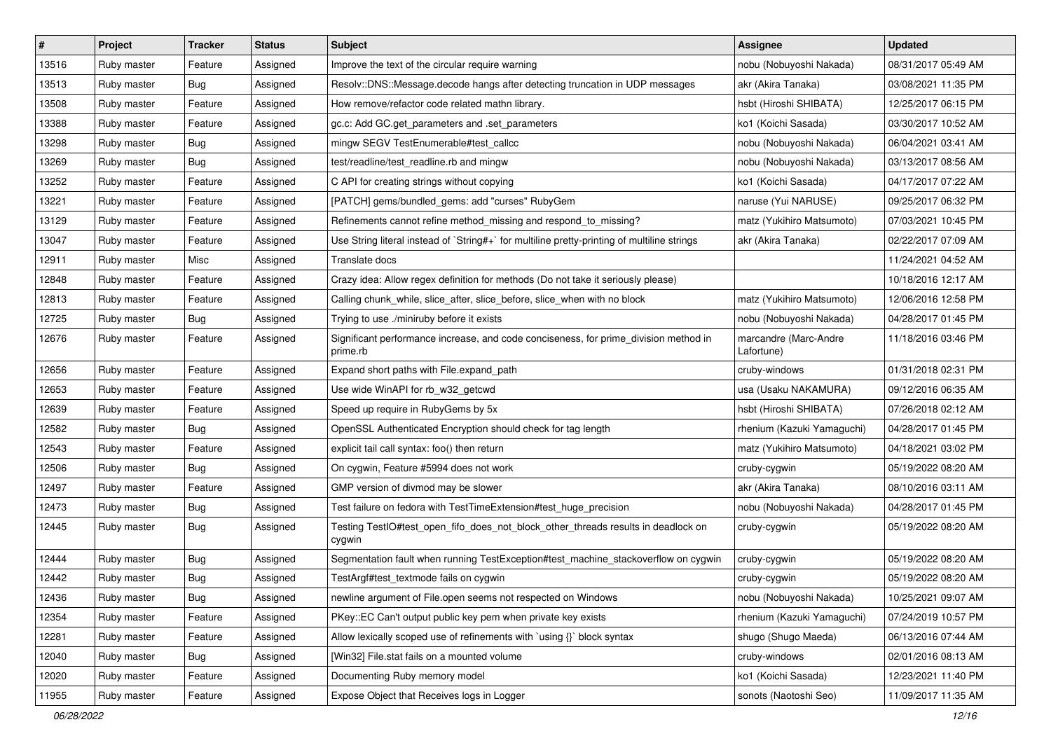| # | Project | Tracker | Status | Subject | Assignee | Updated |
| --- | --- | --- | --- | --- | --- | --- |
| 13516 | Ruby master | Feature | Assigned | Improve the text of the circular require warning | nobu (Nobuyoshi Nakada) | 08/31/2017 05:49 AM |
| 13513 | Ruby master | Bug | Assigned | Resolv::DNS::Message.decode hangs after detecting truncation in UDP messages | akr (Akira Tanaka) | 03/08/2021 11:35 PM |
| 13508 | Ruby master | Feature | Assigned | How remove/refactor code related mathn library. | hsbt (Hiroshi SHIBATA) | 12/25/2017 06:15 PM |
| 13388 | Ruby master | Feature | Assigned | gc.c: Add GC.get_parameters and .set_parameters | ko1 (Koichi Sasada) | 03/30/2017 10:52 AM |
| 13298 | Ruby master | Bug | Assigned | mingw SEGV TestEnumerable#test_callcc | nobu (Nobuyoshi Nakada) | 06/04/2021 03:41 AM |
| 13269 | Ruby master | Bug | Assigned | test/readline/test_readline.rb and mingw | nobu (Nobuyoshi Nakada) | 03/13/2017 08:56 AM |
| 13252 | Ruby master | Feature | Assigned | C API for creating strings without copying | ko1 (Koichi Sasada) | 04/17/2017 07:22 AM |
| 13221 | Ruby master | Feature | Assigned | [PATCH] gems/bundled_gems: add "curses" RubyGem | naruse (Yui NARUSE) | 09/25/2017 06:32 PM |
| 13129 | Ruby master | Feature | Assigned | Refinements cannot refine method_missing and respond_to_missing? | matz (Yukihiro Matsumoto) | 07/03/2021 10:45 PM |
| 13047 | Ruby master | Feature | Assigned | Use String literal instead of `String#+` for multiline pretty-printing of multiline strings | akr (Akira Tanaka) | 02/22/2017 07:09 AM |
| 12911 | Ruby master | Misc | Assigned | Translate docs | | 11/24/2021 04:52 AM |
| 12848 | Ruby master | Feature | Assigned | Crazy idea: Allow regex definition for methods (Do not take it seriously please) | | 10/18/2016 12:17 AM |
| 12813 | Ruby master | Feature | Assigned | Calling chunk_while, slice_after, slice_before, slice_when with no block | matz (Yukihiro Matsumoto) | 12/06/2016 12:58 PM |
| 12725 | Ruby master | Bug | Assigned | Trying to use ./miniruby before it exists | nobu (Nobuyoshi Nakada) | 04/28/2017 01:45 PM |
| 12676 | Ruby master | Feature | Assigned | Significant performance increase, and code conciseness, for prime_division method in prime.rb | marcandre (Marc-Andre Lafortune) | 11/18/2016 03:46 PM |
| 12656 | Ruby master | Feature | Assigned | Expand short paths with File.expand_path | cruby-windows | 01/31/2018 02:31 PM |
| 12653 | Ruby master | Feature | Assigned | Use wide WinAPI for rb_w32_getcwd | usa (Usaku NAKAMURA) | 09/12/2016 06:35 AM |
| 12639 | Ruby master | Feature | Assigned | Speed up require in RubyGems by 5x | hsbt (Hiroshi SHIBATA) | 07/26/2018 02:12 AM |
| 12582 | Ruby master | Bug | Assigned | OpenSSL Authenticated Encryption should check for tag length | rhenium (Kazuki Yamaguchi) | 04/28/2017 01:45 PM |
| 12543 | Ruby master | Feature | Assigned | explicit tail call syntax: foo() then return | matz (Yukihiro Matsumoto) | 04/18/2021 03:02 PM |
| 12506 | Ruby master | Bug | Assigned | On cygwin, Feature #5994 does not work | cruby-cygwin | 05/19/2022 08:20 AM |
| 12497 | Ruby master | Feature | Assigned | GMP version of divmod may be slower | akr (Akira Tanaka) | 08/10/2016 03:11 AM |
| 12473 | Ruby master | Bug | Assigned | Test failure on fedora with TestTimeExtension#test_huge_precision | nobu (Nobuyoshi Nakada) | 04/28/2017 01:45 PM |
| 12445 | Ruby master | Bug | Assigned | Testing TestIO#test_open_fifo_does_not_block_other_threads results in deadlock on cygwin | cruby-cygwin | 05/19/2022 08:20 AM |
| 12444 | Ruby master | Bug | Assigned | Segmentation fault when running TestException#test_machine_stackoverflow on cygwin | cruby-cygwin | 05/19/2022 08:20 AM |
| 12442 | Ruby master | Bug | Assigned | TestArgf#test_textmode fails on cygwin | cruby-cygwin | 05/19/2022 08:20 AM |
| 12436 | Ruby master | Bug | Assigned | newline argument of File.open seems not respected on Windows | nobu (Nobuyoshi Nakada) | 10/25/2021 09:07 AM |
| 12354 | Ruby master | Feature | Assigned | PKey::EC Can't output public key pem when private key exists | rhenium (Kazuki Yamaguchi) | 07/24/2019 10:57 PM |
| 12281 | Ruby master | Feature | Assigned | Allow lexically scoped use of refinements with `using {}` block syntax | shugo (Shugo Maeda) | 06/13/2016 07:44 AM |
| 12040 | Ruby master | Bug | Assigned | [Win32] File.stat fails on a mounted volume | cruby-windows | 02/01/2016 08:13 AM |
| 12020 | Ruby master | Feature | Assigned | Documenting Ruby memory model | ko1 (Koichi Sasada) | 12/23/2021 11:40 PM |
| 11955 | Ruby master | Feature | Assigned | Expose Object that Receives logs in Logger | sonots (Naotoshi Seo) | 11/09/2017 11:35 AM |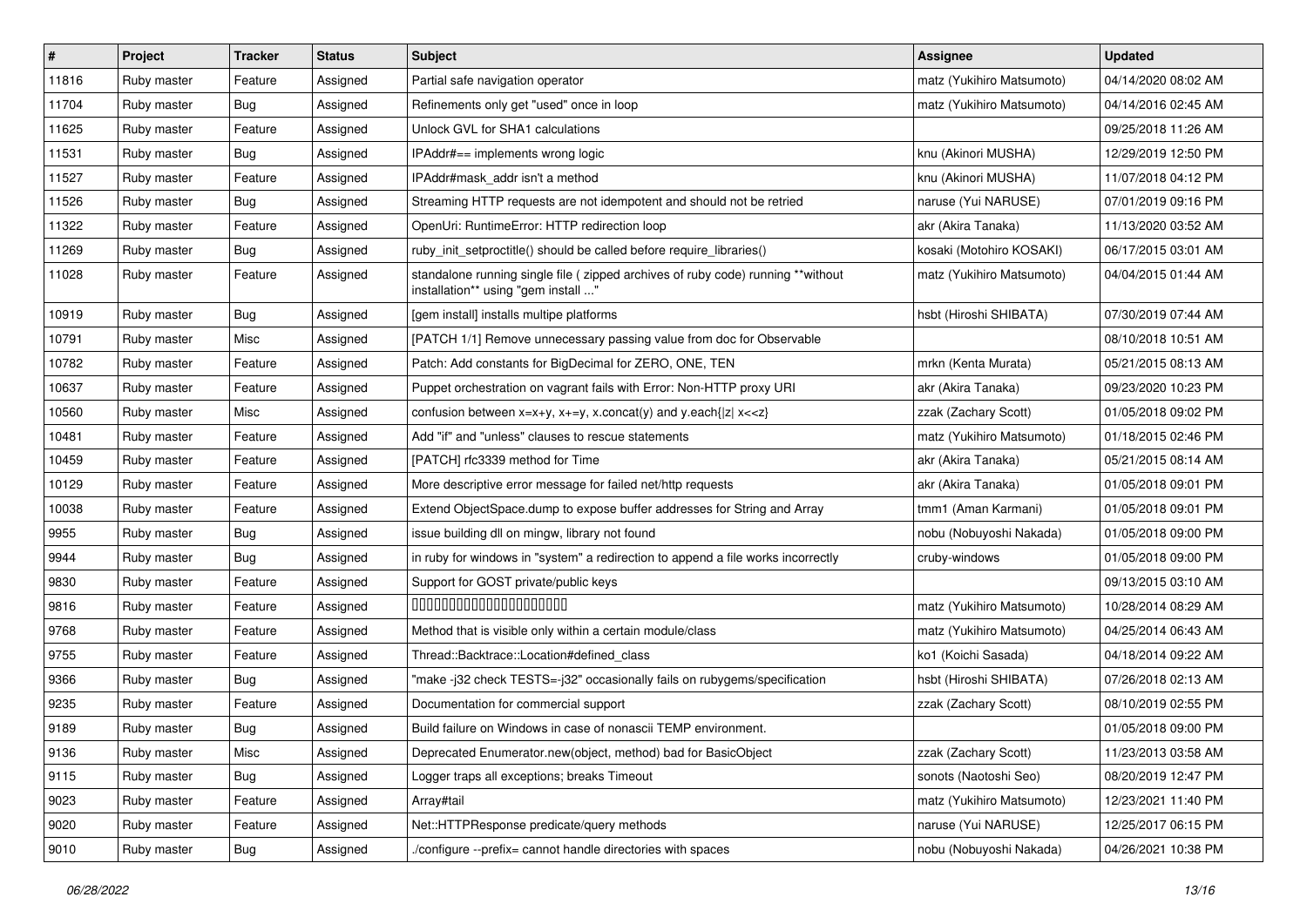| # | Project | Tracker | Status | Subject | Assignee | Updated |
|---|---|---|---|---|---|---|
| 11816 | Ruby master | Feature | Assigned | Partial safe navigation operator | matz (Yukihiro Matsumoto) | 04/14/2020 08:02 AM |
| 11704 | Ruby master | Bug | Assigned | Refinements only get "used" once in loop | matz (Yukihiro Matsumoto) | 04/14/2016 02:45 AM |
| 11625 | Ruby master | Feature | Assigned | Unlock GVL for SHA1 calculations | | 09/25/2018 11:26 AM |
| 11531 | Ruby master | Bug | Assigned | IPAddr#== implements wrong logic | knu (Akinori MUSHA) | 12/29/2019 12:50 PM |
| 11527 | Ruby master | Feature | Assigned | IPAddr#mask_addr isn't a method | knu (Akinori MUSHA) | 11/07/2018 04:12 PM |
| 11526 | Ruby master | Bug | Assigned | Streaming HTTP requests are not idempotent and should not be retried | naruse (Yui NARUSE) | 07/01/2019 09:16 PM |
| 11322 | Ruby master | Feature | Assigned | OpenUri: RuntimeError: HTTP redirection loop | akr (Akira Tanaka) | 11/13/2020 03:52 AM |
| 11269 | Ruby master | Bug | Assigned | ruby_init_setproctitle() should be called before require_libraries() | kosaki (Motohiro KOSAKI) | 06/17/2015 03:01 AM |
| 11028 | Ruby master | Feature | Assigned | standalone running single file ( zipped archives of ruby code) running **without installation** using "gem install ..." | matz (Yukihiro Matsumoto) | 04/04/2015 01:44 AM |
| 10919 | Ruby master | Bug | Assigned | [gem install] installs multipe platforms | hsbt (Hiroshi SHIBATA) | 07/30/2019 07:44 AM |
| 10791 | Ruby master | Misc | Assigned | [PATCH 1/1] Remove unnecessary passing value from doc for Observable | | 08/10/2018 10:51 AM |
| 10782 | Ruby master | Feature | Assigned | Patch: Add constants for BigDecimal for ZERO, ONE, TEN | mrkn (Kenta Murata) | 05/21/2015 08:13 AM |
| 10637 | Ruby master | Feature | Assigned | Puppet orchestration on vagrant fails with Error: Non-HTTP proxy URI | akr (Akira Tanaka) | 09/23/2020 10:23 PM |
| 10560 | Ruby master | Misc | Assigned | confusion between x=x+y, x+=y, x.concat(y) and y.each{\|z\| x<<z} | zzak (Zachary Scott) | 01/05/2018 09:02 PM |
| 10481 | Ruby master | Feature | Assigned | Add "if" and "unless" clauses to rescue statements | matz (Yukihiro Matsumoto) | 01/18/2015 02:46 PM |
| 10459 | Ruby master | Feature | Assigned | [PATCH] rfc3339 method for Time | akr (Akira Tanaka) | 05/21/2015 08:14 AM |
| 10129 | Ruby master | Feature | Assigned | More descriptive error message for failed net/http requests | akr (Akira Tanaka) | 01/05/2018 09:01 PM |
| 10038 | Ruby master | Feature | Assigned | Extend ObjectSpace.dump to expose buffer addresses for String and Array | tmm1 (Aman Karmani) | 01/05/2018 09:01 PM |
| 9955 | Ruby master | Bug | Assigned | issue building dll on mingw, library not found | nobu (Nobuyoshi Nakada) | 01/05/2018 09:00 PM |
| 9944 | Ruby master | Bug | Assigned | in ruby for windows in "system" a redirection to append a file works incorrectly | cruby-windows | 01/05/2018 09:00 PM |
| 9830 | Ruby master | Feature | Assigned | Support for GOST private/public keys | | 09/13/2015 03:10 AM |
| 9816 | Ruby master | Feature | Assigned | 00000000000000000000 | matz (Yukihiro Matsumoto) | 10/28/2014 08:29 AM |
| 9768 | Ruby master | Feature | Assigned | Method that is visible only within a certain module/class | matz (Yukihiro Matsumoto) | 04/25/2014 06:43 AM |
| 9755 | Ruby master | Feature | Assigned | Thread::Backtrace::Location#defined_class | ko1 (Koichi Sasada) | 04/18/2014 09:22 AM |
| 9366 | Ruby master | Bug | Assigned | "make -j32 check TESTS=-j32" occasionally fails on rubygems/specification | hsbt (Hiroshi SHIBATA) | 07/26/2018 02:13 AM |
| 9235 | Ruby master | Feature | Assigned | Documentation for commercial support | zzak (Zachary Scott) | 08/10/2019 02:55 PM |
| 9189 | Ruby master | Bug | Assigned | Build failure on Windows in case of nonascii TEMP environment. | | 01/05/2018 09:00 PM |
| 9136 | Ruby master | Misc | Assigned | Deprecated Enumerator.new(object, method) bad for BasicObject | zzak (Zachary Scott) | 11/23/2013 03:58 AM |
| 9115 | Ruby master | Bug | Assigned | Logger traps all exceptions; breaks Timeout | sonots (Naotoshi Seo) | 08/20/2019 12:47 PM |
| 9023 | Ruby master | Feature | Assigned | Array#tail | matz (Yukihiro Matsumoto) | 12/23/2021 11:40 PM |
| 9020 | Ruby master | Feature | Assigned | Net::HTTPResponse predicate/query methods | naruse (Yui NARUSE) | 12/25/2017 06:15 PM |
| 9010 | Ruby master | Bug | Assigned | ./configure --prefix= cannot handle directories with spaces | nobu (Nobuyoshi Nakada) | 04/26/2021 10:38 PM |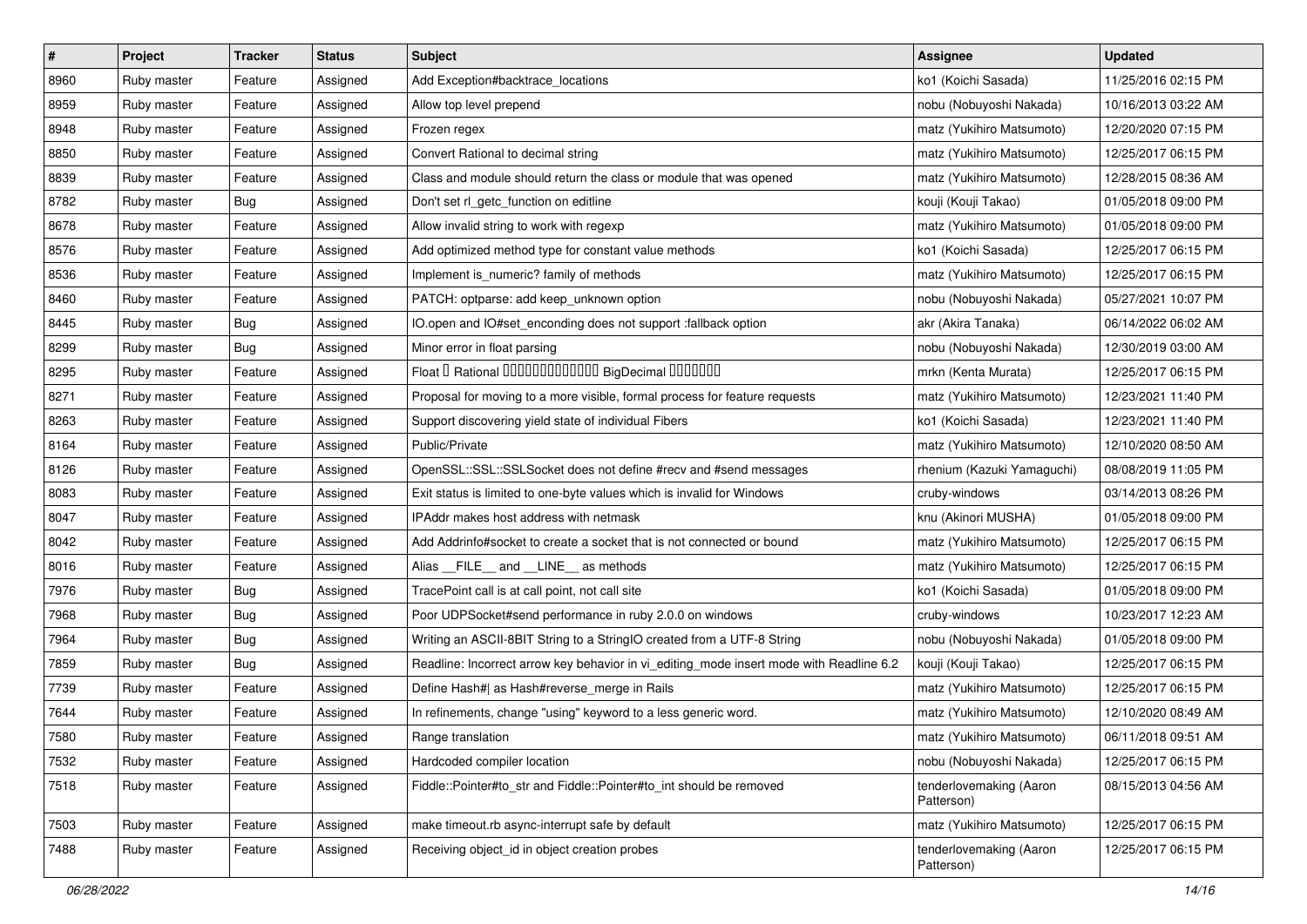| # | Project | Tracker | Status | Subject | Assignee | Updated |
|---|---|---|---|---|---|---|
| 8960 | Ruby master | Feature | Assigned | Add Exception#backtrace_locations | ko1 (Koichi Sasada) | 11/25/2016 02:15 PM |
| 8959 | Ruby master | Feature | Assigned | Allow top level prepend | nobu (Nobuyoshi Nakada) | 10/16/2013 03:22 AM |
| 8948 | Ruby master | Feature | Assigned | Frozen regex | matz (Yukihiro Matsumoto) | 12/20/2020 07:15 PM |
| 8850 | Ruby master | Feature | Assigned | Convert Rational to decimal string | matz (Yukihiro Matsumoto) | 12/25/2017 06:15 PM |
| 8839 | Ruby master | Feature | Assigned | Class and module should return the class or module that was opened | matz (Yukihiro Matsumoto) | 12/28/2015 08:36 AM |
| 8782 | Ruby master | Bug | Assigned | Don't set rl_getc_function on editline | kouji (Kouji Takao) | 01/05/2018 09:00 PM |
| 8678 | Ruby master | Feature | Assigned | Allow invalid string to work with regexp | matz (Yukihiro Matsumoto) | 01/05/2018 09:00 PM |
| 8576 | Ruby master | Feature | Assigned | Add optimized method type for constant value methods | ko1 (Koichi Sasada) | 12/25/2017 06:15 PM |
| 8536 | Ruby master | Feature | Assigned | Implement is_numeric? family of methods | matz (Yukihiro Matsumoto) | 12/25/2017 06:15 PM |
| 8460 | Ruby master | Feature | Assigned | PATCH: optparse: add keep_unknown option | nobu (Nobuyoshi Nakada) | 05/27/2021 10:07 PM |
| 8445 | Ruby master | Bug | Assigned | IO.open and IO#set_enconding does not support :fallback option | akr (Akira Tanaka) | 06/14/2022 06:02 AM |
| 8299 | Ruby master | Bug | Assigned | Minor error in float parsing | nobu (Nobuyoshi Nakada) | 12/30/2019 03:00 AM |
| 8295 | Ruby master | Feature | Assigned | Float � Rational ������������� BigDecimal ������� | mrkn (Kenta Murata) | 12/25/2017 06:15 PM |
| 8271 | Ruby master | Feature | Assigned | Proposal for moving to a more visible, formal process for feature requests | matz (Yukihiro Matsumoto) | 12/23/2021 11:40 PM |
| 8263 | Ruby master | Feature | Assigned | Support discovering yield state of individual Fibers | ko1 (Koichi Sasada) | 12/23/2021 11:40 PM |
| 8164 | Ruby master | Feature | Assigned | Public/Private | matz (Yukihiro Matsumoto) | 12/10/2020 08:50 AM |
| 8126 | Ruby master | Feature | Assigned | OpenSSL::SSL::SSLSocket does not define #recv and #send messages | rhenium (Kazuki Yamaguchi) | 08/08/2019 11:05 PM |
| 8083 | Ruby master | Feature | Assigned | Exit status is limited to one-byte values which is invalid for Windows | cruby-windows | 03/14/2013 08:26 PM |
| 8047 | Ruby master | Feature | Assigned | IPAddr makes host address with netmask | knu (Akinori MUSHA) | 01/05/2018 09:00 PM |
| 8042 | Ruby master | Feature | Assigned | Add Addrinfo#socket to create a socket that is not connected or bound | matz (Yukihiro Matsumoto) | 12/25/2017 06:15 PM |
| 8016 | Ruby master | Feature | Assigned | Alias __FILE__ and __LINE__ as methods | matz (Yukihiro Matsumoto) | 12/25/2017 06:15 PM |
| 7976 | Ruby master | Bug | Assigned | TracePoint call is at call point, not call site | ko1 (Koichi Sasada) | 01/05/2018 09:00 PM |
| 7968 | Ruby master | Bug | Assigned | Poor UDPSocket#send performance in ruby 2.0.0 on windows | cruby-windows | 10/23/2017 12:23 AM |
| 7964 | Ruby master | Bug | Assigned | Writing an ASCII-8BIT String to a StringIO created from a UTF-8 String | nobu (Nobuyoshi Nakada) | 01/05/2018 09:00 PM |
| 7859 | Ruby master | Bug | Assigned | Readline: Incorrect arrow key behavior in vi_editing_mode insert mode with Readline 6.2 | kouji (Kouji Takao) | 12/25/2017 06:15 PM |
| 7739 | Ruby master | Feature | Assigned | Define Hash#\| as Hash#reverse_merge in Rails | matz (Yukihiro Matsumoto) | 12/25/2017 06:15 PM |
| 7644 | Ruby master | Feature | Assigned | In refinements, change "using" keyword to a less generic word. | matz (Yukihiro Matsumoto) | 12/10/2020 08:49 AM |
| 7580 | Ruby master | Feature | Assigned | Range translation | matz (Yukihiro Matsumoto) | 06/11/2018 09:51 AM |
| 7532 | Ruby master | Feature | Assigned | Hardcoded compiler location | nobu (Nobuyoshi Nakada) | 12/25/2017 06:15 PM |
| 7518 | Ruby master | Feature | Assigned | Fiddle::Pointer#to_str and Fiddle::Pointer#to_int should be removed | tenderlovemaking (Aaron Patterson) | 08/15/2013 04:56 AM |
| 7503 | Ruby master | Feature | Assigned | make timeout.rb async-interrupt safe by default | matz (Yukihiro Matsumoto) | 12/25/2017 06:15 PM |
| 7488 | Ruby master | Feature | Assigned | Receiving object_id in object creation probes | tenderlovemaking (Aaron Patterson) | 12/25/2017 06:15 PM |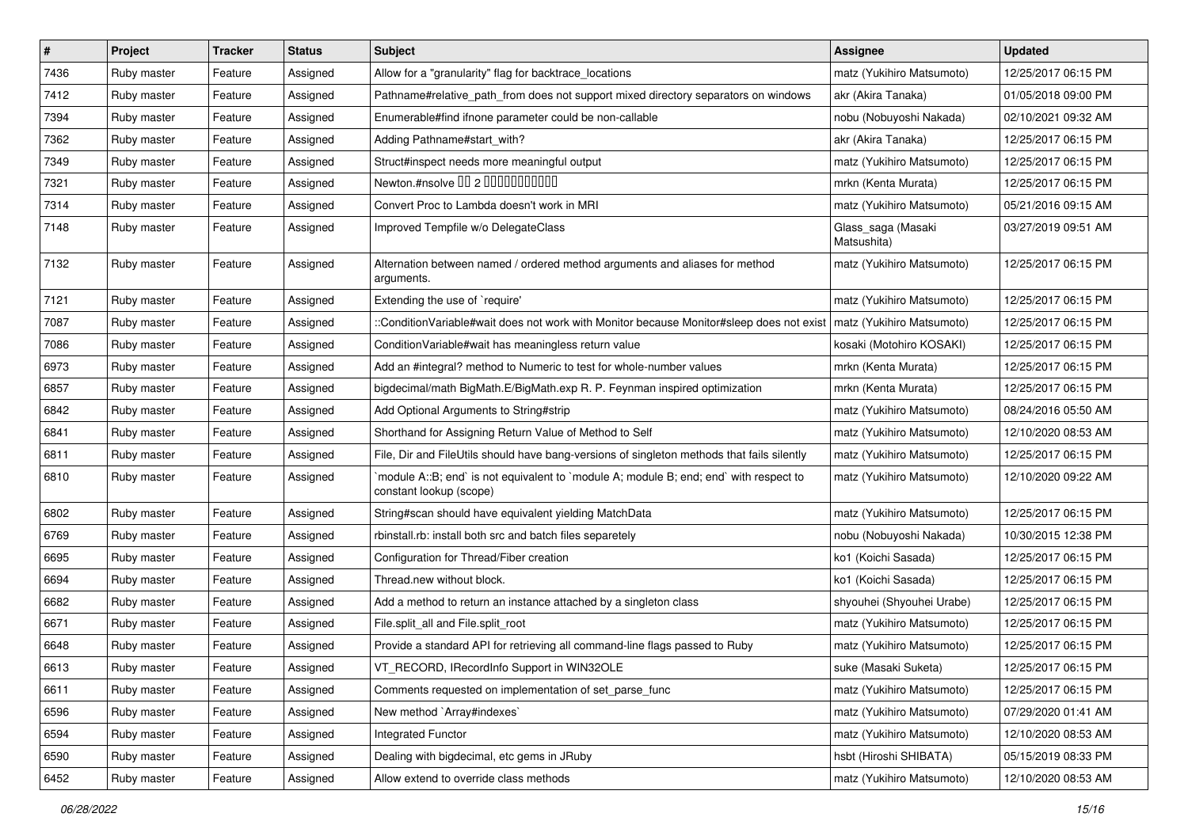| # | Project | Tracker | Status | Subject | Assignee | Updated |
|---|---|---|---|---|---|---|
| 7436 | Ruby master | Feature | Assigned | Allow for a "granularity" flag for backtrace_locations | matz (Yukihiro Matsumoto) | 12/25/2017 06:15 PM |
| 7412 | Ruby master | Feature | Assigned | Pathname#relative_path_from does not support mixed directory separators on windows | akr (Akira Tanaka) | 01/05/2018 09:00 PM |
| 7394 | Ruby master | Feature | Assigned | Enumerable#find ifnone parameter could be non-callable | nobu (Nobuyoshi Nakada) | 02/10/2021 09:32 AM |
| 7362 | Ruby master | Feature | Assigned | Adding Pathname#start_with? | akr (Akira Tanaka) | 12/25/2017 06:15 PM |
| 7349 | Ruby master | Feature | Assigned | Struct#inspect needs more meaningful output | matz (Yukihiro Matsumoto) | 12/25/2017 06:15 PM |
| 7321 | Ruby master | Feature | Assigned | Newton.#nsolve □□ 2 □□□□□□□□□□□ | mrkn (Kenta Murata) | 12/25/2017 06:15 PM |
| 7314 | Ruby master | Feature | Assigned | Convert Proc to Lambda doesn't work in MRI | matz (Yukihiro Matsumoto) | 05/21/2016 09:15 AM |
| 7148 | Ruby master | Feature | Assigned | Improved Tempfile w/o DelegateClass | Glass_saga (Masaki Matsushita) | 03/27/2019 09:51 AM |
| 7132 | Ruby master | Feature | Assigned | Alternation between named / ordered method arguments and aliases for method arguments. | matz (Yukihiro Matsumoto) | 12/25/2017 06:15 PM |
| 7121 | Ruby master | Feature | Assigned | Extending the use of `require' | matz (Yukihiro Matsumoto) | 12/25/2017 06:15 PM |
| 7087 | Ruby master | Feature | Assigned | ::ConditionVariable#wait does not work with Monitor because Monitor#sleep does not exist | matz (Yukihiro Matsumoto) | 12/25/2017 06:15 PM |
| 7086 | Ruby master | Feature | Assigned | ConditionVariable#wait has meaningless return value | kosaki (Motohiro KOSAKI) | 12/25/2017 06:15 PM |
| 6973 | Ruby master | Feature | Assigned | Add an #integral? method to Numeric to test for whole-number values | mrkn (Kenta Murata) | 12/25/2017 06:15 PM |
| 6857 | Ruby master | Feature | Assigned | bigdecimal/math BigMath.E/BigMath.exp R. P. Feynman inspired optimization | mrkn (Kenta Murata) | 12/25/2017 06:15 PM |
| 6842 | Ruby master | Feature | Assigned | Add Optional Arguments to String#strip | matz (Yukihiro Matsumoto) | 08/24/2016 05:50 AM |
| 6841 | Ruby master | Feature | Assigned | Shorthand for Assigning Return Value of Method to Self | matz (Yukihiro Matsumoto) | 12/10/2020 08:53 AM |
| 6811 | Ruby master | Feature | Assigned | File, Dir and FileUtils should have bang-versions of singleton methods that fails silently | matz (Yukihiro Matsumoto) | 12/25/2017 06:15 PM |
| 6810 | Ruby master | Feature | Assigned | `module A::B; end` is not equivalent to `module A; module B; end; end` with respect to constant lookup (scope) | matz (Yukihiro Matsumoto) | 12/10/2020 09:22 AM |
| 6802 | Ruby master | Feature | Assigned | String#scan should have equivalent yielding MatchData | matz (Yukihiro Matsumoto) | 12/25/2017 06:15 PM |
| 6769 | Ruby master | Feature | Assigned | rbinstall.rb: install both src and batch files separetely | nobu (Nobuyoshi Nakada) | 10/30/2015 12:38 PM |
| 6695 | Ruby master | Feature | Assigned | Configuration for Thread/Fiber creation | ko1 (Koichi Sasada) | 12/25/2017 06:15 PM |
| 6694 | Ruby master | Feature | Assigned | Thread.new without block. | ko1 (Koichi Sasada) | 12/25/2017 06:15 PM |
| 6682 | Ruby master | Feature | Assigned | Add a method to return an instance attached by a singleton class | shyouhei (Shyouhei Urabe) | 12/25/2017 06:15 PM |
| 6671 | Ruby master | Feature | Assigned | File.split_all and File.split_root | matz (Yukihiro Matsumoto) | 12/25/2017 06:15 PM |
| 6648 | Ruby master | Feature | Assigned | Provide a standard API for retrieving all command-line flags passed to Ruby | matz (Yukihiro Matsumoto) | 12/25/2017 06:15 PM |
| 6613 | Ruby master | Feature | Assigned | VT_RECORD, IRecordInfo Support in WIN32OLE | suke (Masaki Suketa) | 12/25/2017 06:15 PM |
| 6611 | Ruby master | Feature | Assigned | Comments requested on implementation of set_parse_func | matz (Yukihiro Matsumoto) | 12/25/2017 06:15 PM |
| 6596 | Ruby master | Feature | Assigned | New method `Array#indexes` | matz (Yukihiro Matsumoto) | 07/29/2020 01:41 AM |
| 6594 | Ruby master | Feature | Assigned | Integrated Functor | matz (Yukihiro Matsumoto) | 12/10/2020 08:53 AM |
| 6590 | Ruby master | Feature | Assigned | Dealing with bigdecimal, etc gems in JRuby | hsbt (Hiroshi SHIBATA) | 05/15/2019 08:33 PM |
| 6452 | Ruby master | Feature | Assigned | Allow extend to override class methods | matz (Yukihiro Matsumoto) | 12/10/2020 08:53 AM |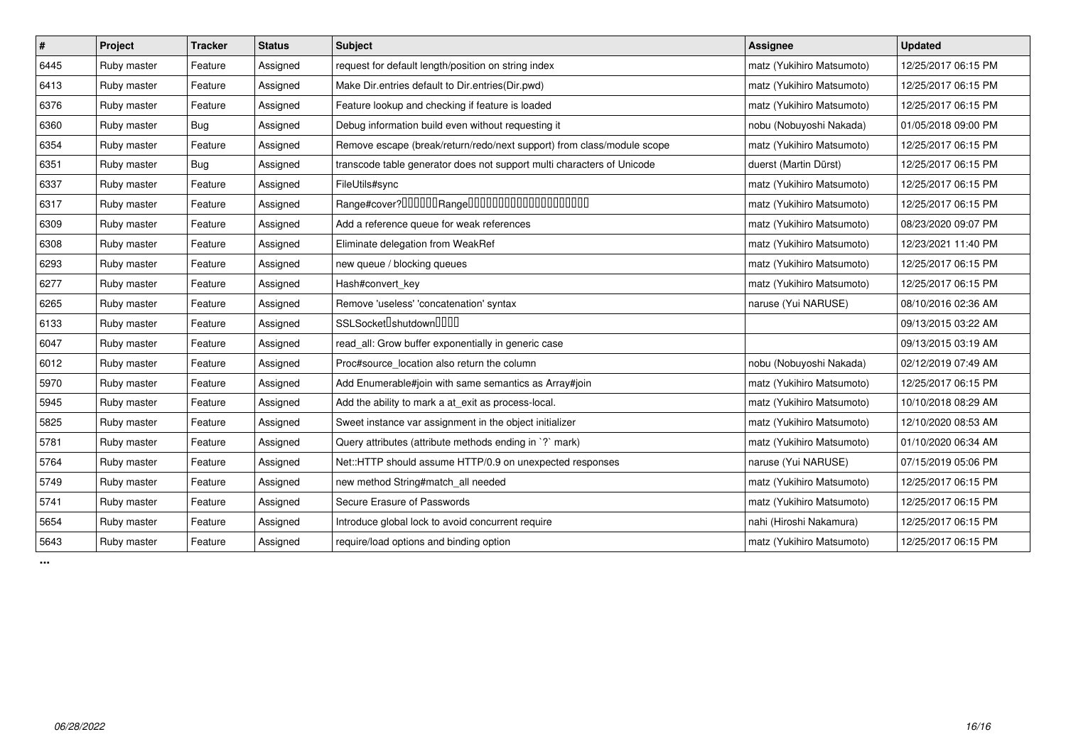| # | Project | Tracker | Status | Subject | Assignee | Updated |
|---|---|---|---|---|---|---|
| 6445 | Ruby master | Feature | Assigned | request for default length/position on string index | matz (Yukihiro Matsumoto) | 12/25/2017 06:15 PM |
| 6413 | Ruby master | Feature | Assigned | Make Dir.entries default to Dir.entries(Dir.pwd) | matz (Yukihiro Matsumoto) | 12/25/2017 06:15 PM |
| 6376 | Ruby master | Feature | Assigned | Feature lookup and checking if feature is loaded | matz (Yukihiro Matsumoto) | 12/25/2017 06:15 PM |
| 6360 | Ruby master | Bug | Assigned | Debug information build even without requesting it | nobu (Nobuyoshi Nakada) | 01/05/2018 09:00 PM |
| 6354 | Ruby master | Feature | Assigned | Remove escape (break/return/redo/next support) from class/module scope | matz (Yukihiro Matsumoto) | 12/25/2017 06:15 PM |
| 6351 | Ruby master | Bug | Assigned | transcode table generator does not support multi characters of Unicode | duerst (Martin Dürst) | 12/25/2017 06:15 PM |
| 6337 | Ruby master | Feature | Assigned | FileUtils#sync | matz (Yukihiro Matsumoto) | 12/25/2017 06:15 PM |
| 6317 | Ruby master | Feature | Assigned | Range#cover?□□□□□□Range□□□□□□□□□□□□□□□□□□□□ | matz (Yukihiro Matsumoto) | 12/25/2017 06:15 PM |
| 6309 | Ruby master | Feature | Assigned | Add a reference queue for weak references | matz (Yukihiro Matsumoto) | 08/23/2020 09:07 PM |
| 6308 | Ruby master | Feature | Assigned | Eliminate delegation from WeakRef | matz (Yukihiro Matsumoto) | 12/23/2021 11:40 PM |
| 6293 | Ruby master | Feature | Assigned | new queue / blocking queues | matz (Yukihiro Matsumoto) | 12/25/2017 06:15 PM |
| 6277 | Ruby master | Feature | Assigned | Hash#convert_key | matz (Yukihiro Matsumoto) | 12/25/2017 06:15 PM |
| 6265 | Ruby master | Feature | Assigned | Remove 'useless' 'concatenation' syntax | naruse (Yui NARUSE) | 08/10/2016 02:36 AM |
| 6133 | Ruby master | Feature | Assigned | SSLSocket□shutdown□□□□ | | 09/13/2015 03:22 AM |
| 6047 | Ruby master | Feature | Assigned | read_all: Grow buffer exponentially in generic case | | 09/13/2015 03:19 AM |
| 6012 | Ruby master | Feature | Assigned | Proc#source_location also return the column | nobu (Nobuyoshi Nakada) | 02/12/2019 07:49 AM |
| 5970 | Ruby master | Feature | Assigned | Add Enumerable#join with same semantics as Array#join | matz (Yukihiro Matsumoto) | 12/25/2017 06:15 PM |
| 5945 | Ruby master | Feature | Assigned | Add the ability to mark a at_exit as process-local. | matz (Yukihiro Matsumoto) | 10/10/2018 08:29 AM |
| 5825 | Ruby master | Feature | Assigned | Sweet instance var assignment in the object initializer | matz (Yukihiro Matsumoto) | 12/10/2020 08:53 AM |
| 5781 | Ruby master | Feature | Assigned | Query attributes (attribute methods ending in `?` mark) | matz (Yukihiro Matsumoto) | 01/10/2020 06:34 AM |
| 5764 | Ruby master | Feature | Assigned | Net::HTTP should assume HTTP/0.9 on unexpected responses | naruse (Yui NARUSE) | 07/15/2019 05:06 PM |
| 5749 | Ruby master | Feature | Assigned | new method String#match_all needed | matz (Yukihiro Matsumoto) | 12/25/2017 06:15 PM |
| 5741 | Ruby master | Feature | Assigned | Secure Erasure of Passwords | matz (Yukihiro Matsumoto) | 12/25/2017 06:15 PM |
| 5654 | Ruby master | Feature | Assigned | Introduce global lock to avoid concurrent require | nahi (Hiroshi Nakamura) | 12/25/2017 06:15 PM |
| 5643 | Ruby master | Feature | Assigned | require/load options and binding option | matz (Yukihiro Matsumoto) | 12/25/2017 06:15 PM |

...